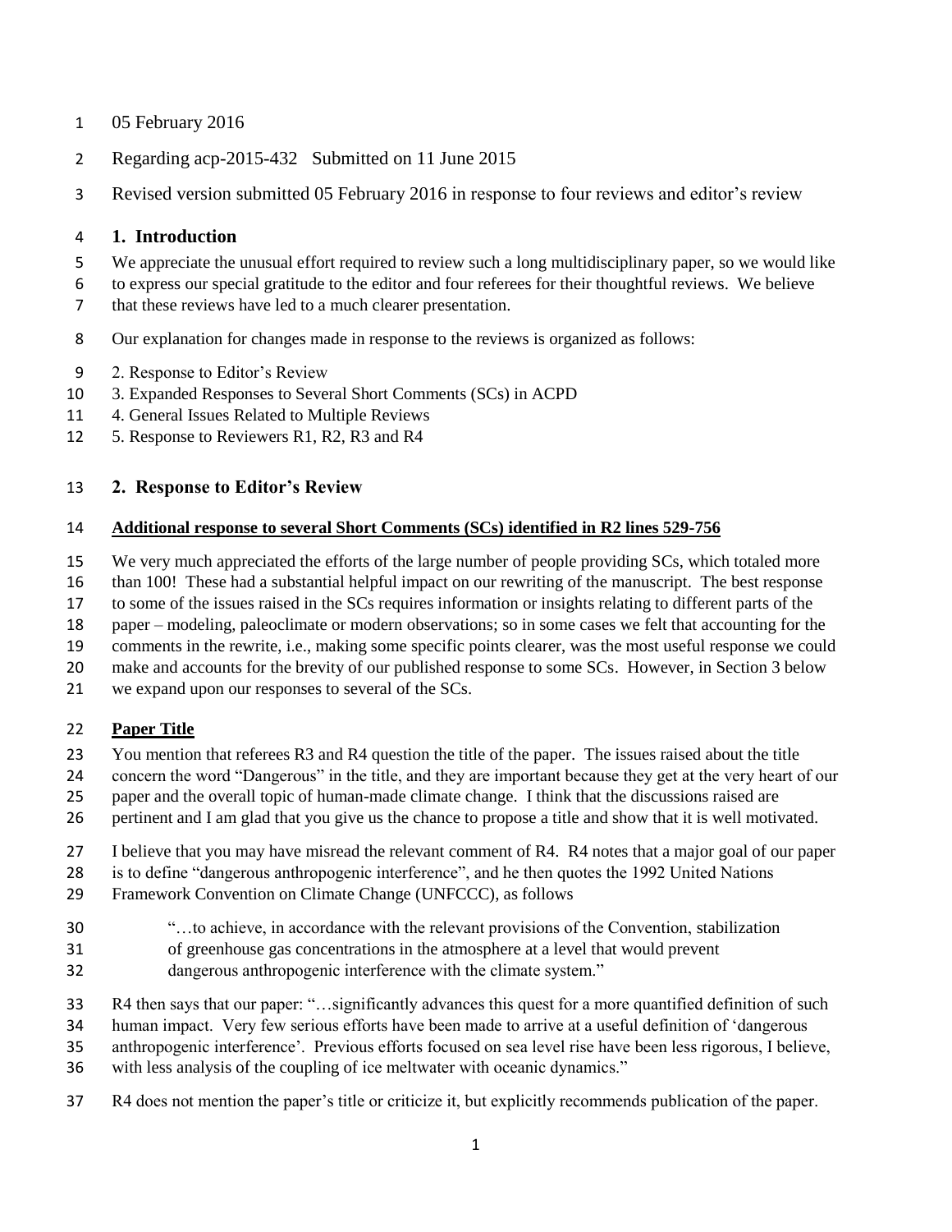05 February 2016

Regarding acp-2015-432 Submitted on 11 June 2015

Revised version submitted 05 February 2016 in response to four reviews and editor's review

## 1. Introduction

We appreciate the unusual effort required to review such a long multidisciplinary paper, so we would like to express our special gratitude to the editor and four referees for their thoughtful reviews. We believe that these reviews have led to a much clearer presentation.

Our explanation for changes made in response to the reviews is organized as follows:

2. Response to Editor's Review
3. Expanded Responses to Several Short Comments (SCs) in ACPD
4. General Issues Related to Multiple Reviews
5. Response to Reviewers R1, R2, R3 and R4

## 2. Response to Editor's Review

**Additional response to several Short Comments (SCs) identified in R2 lines 529-756**

We very much appreciated the efforts of the large number of people providing SCs, which totaled more than 100! These had a substantial helpful impact on our rewriting of the manuscript. The best response to some of the issues raised in the SCs requires information or insights relating to different parts of the paper – modeling, paleoclimate or modern observations; so in some cases we felt that accounting for the comments in the rewrite, i.e., making some specific points clearer, was the most useful response we could make and accounts for the brevity of our published response to some SCs. However, in Section 3 below we expand upon our responses to several of the SCs.

**Paper Title**

You mention that referees R3 and R4 question the title of the paper. The issues raised about the title concern the word "Dangerous" in the title, and they are important because they get at the very heart of our paper and the overall topic of human-made climate change. I think that the discussions raised are pertinent and I am glad that you give us the chance to propose a title and show that it is well motivated.

I believe that you may have misread the relevant comment of R4. R4 notes that a major goal of our paper is to define "dangerous anthropogenic interference", and he then quotes the 1992 United Nations Framework Convention on Climate Change (UNFCCC), as follows

> "…to achieve, in accordance with the relevant provisions of the Convention, stabilization of greenhouse gas concentrations in the atmosphere at a level that would prevent dangerous anthropogenic interference with the climate system."

R4 then says that our paper: "…significantly advances this quest for a more quantified definition of such human impact. Very few serious efforts have been made to arrive at a useful definition of 'dangerous anthropogenic interference'. Previous efforts focused on sea level rise have been less rigorous, I believe, with less analysis of the coupling of ice meltwater with oceanic dynamics."

R4 does not mention the paper's title or criticize it, but explicitly recommends publication of the paper.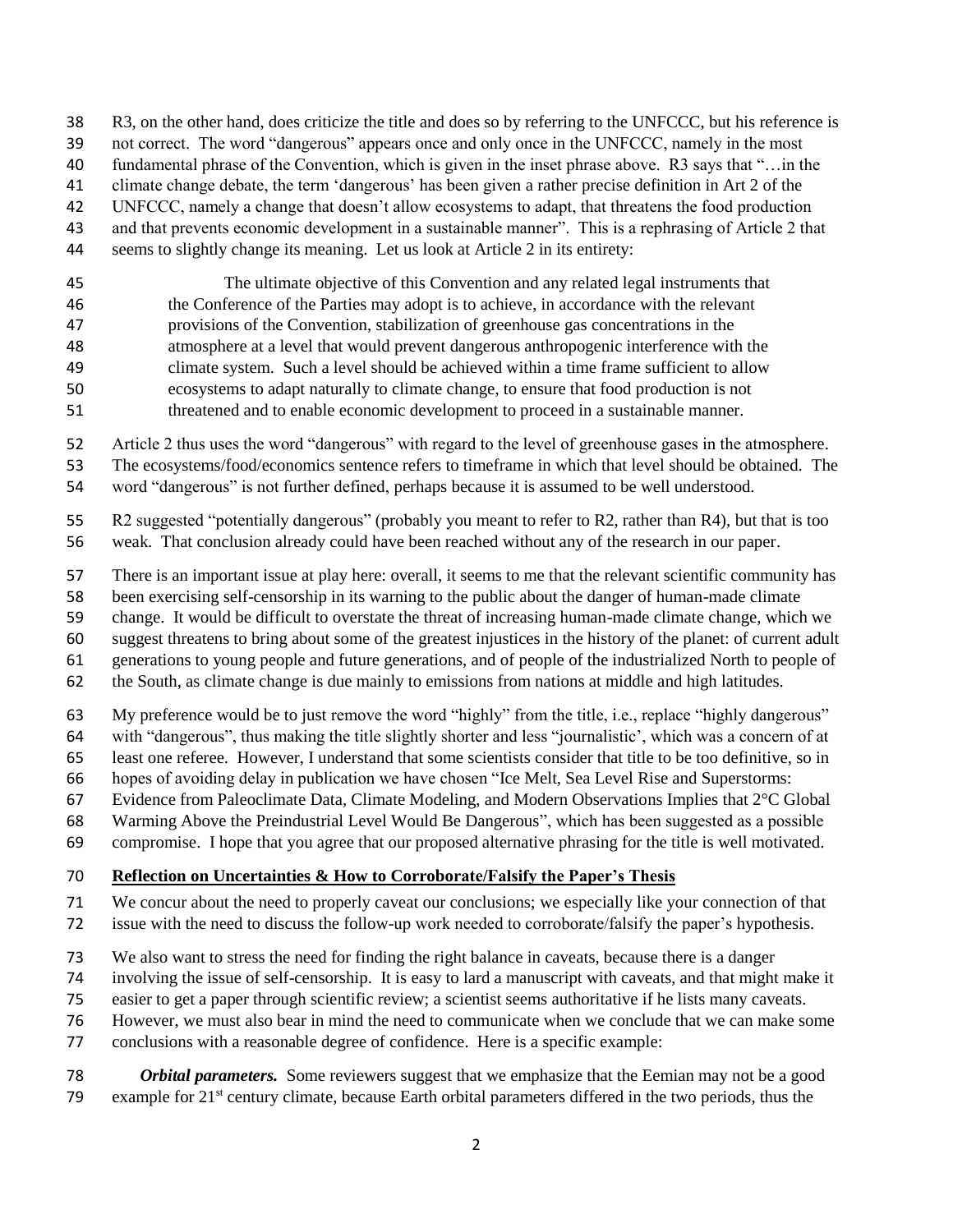R3, on the other hand, does criticize the title and does so by referring to the UNFCCC, but his reference is not correct. The word "dangerous" appears once and only once in the UNFCCC, namely in the most fundamental phrase of the Convention, which is given in the inset phrase above. R3 says that "…in the climate change debate, the term 'dangerous' has been given a rather precise definition in Art 2 of the UNFCCC, namely a change that doesn't allow ecosystems to adapt, that threatens the food production and that prevents economic development in a sustainable manner". This is a rephrasing of Article 2 that seems to slightly change its meaning. Let us look at Article 2 in its entirety:

> The ultimate objective of this Convention and any related legal instruments that the Conference of the Parties may adopt is to achieve, in accordance with the relevant provisions of the Convention, stabilization of greenhouse gas concentrations in the atmosphere at a level that would prevent dangerous anthropogenic interference with the climate system. Such a level should be achieved within a time frame sufficient to allow ecosystems to adapt naturally to climate change, to ensure that food production is not threatened and to enable economic development to proceed in a sustainable manner.

Article 2 thus uses the word "dangerous" with regard to the level of greenhouse gases in the atmosphere. The ecosystems/food/economics sentence refers to timeframe in which that level should be obtained. The word "dangerous" is not further defined, perhaps because it is assumed to be well understood.

R2 suggested "potentially dangerous" (probably you meant to refer to R2, rather than R4), but that is too weak. That conclusion already could have been reached without any of the research in our paper.

There is an important issue at play here: overall, it seems to me that the relevant scientific community has been exercising self-censorship in its warning to the public about the danger of human-made climate change. It would be difficult to overstate the threat of increasing human-made climate change, which we suggest threatens to bring about some of the greatest injustices in the history of the planet: of current adult generations to young people and future generations, and of people of the industrialized North to people of the South, as climate change is due mainly to emissions from nations at middle and high latitudes.

My preference would be to just remove the word "highly" from the title, i.e., replace "highly dangerous" with "dangerous", thus making the title slightly shorter and less "journalistic', which was a concern of at least one referee. However, I understand that some scientists consider that title to be too definitive, so in hopes of avoiding delay in publication we have chosen "Ice Melt, Sea Level Rise and Superstorms: Evidence from Paleoclimate Data, Climate Modeling, and Modern Observations Implies that 2°C Global Warming Above the Preindustrial Level Would Be Dangerous", which has been suggested as a possible compromise. I hope that you agree that our proposed alternative phrasing for the title is well motivated.

## Reflection on Uncertainties & How to Corroborate/Falsify the Paper's Thesis

We concur about the need to properly caveat our conclusions; we especially like your connection of that issue with the need to discuss the follow-up work needed to corroborate/falsify the paper's hypothesis.

We also want to stress the need for finding the right balance in caveats, because there is a danger involving the issue of self-censorship. It is easy to lard a manuscript with caveats, and that might make it easier to get a paper through scientific review; a scientist seems authoritative if he lists many caveats. However, we must also bear in mind the need to communicate when we conclude that we can make some conclusions with a reasonable degree of confidence. Here is a specific example:

***Orbital parameters.*** Some reviewers suggest that we emphasize that the Eemian may not be a good example for 21st century climate, because Earth orbital parameters differed in the two periods, thus the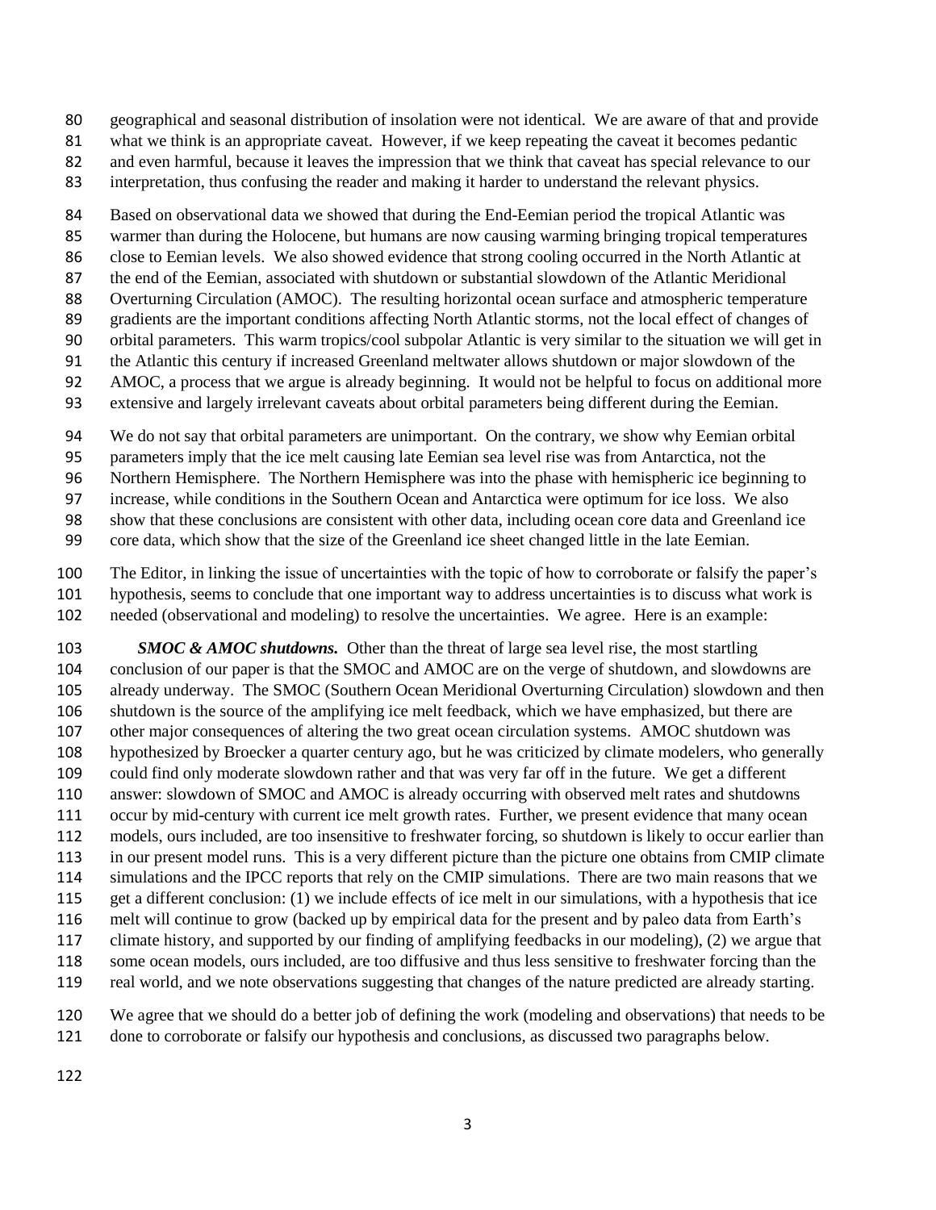geographical and seasonal distribution of insolation were not identical. We are aware of that and provide what we think is an appropriate caveat. However, if we keep repeating the caveat it becomes pedantic and even harmful, because it leaves the impression that we think that caveat has special relevance to our interpretation, thus confusing the reader and making it harder to understand the relevant physics.

Based on observational data we showed that during the End-Eemian period the tropical Atlantic was warmer than during the Holocene, but humans are now causing warming bringing tropical temperatures close to Eemian levels. We also showed evidence that strong cooling occurred in the North Atlantic at the end of the Eemian, associated with shutdown or substantial slowdown of the Atlantic Meridional Overturning Circulation (AMOC). The resulting horizontal ocean surface and atmospheric temperature gradients are the important conditions affecting North Atlantic storms, not the local effect of changes of orbital parameters. This warm tropics/cool subpolar Atlantic is very similar to the situation we will get in the Atlantic this century if increased Greenland meltwater allows shutdown or major slowdown of the AMOC, a process that we argue is already beginning. It would not be helpful to focus on additional more extensive and largely irrelevant caveats about orbital parameters being different during the Eemian.

We do not say that orbital parameters are unimportant. On the contrary, we show why Eemian orbital parameters imply that the ice melt causing late Eemian sea level rise was from Antarctica, not the Northern Hemisphere. The Northern Hemisphere was into the phase with hemispheric ice beginning to increase, while conditions in the Southern Ocean and Antarctica were optimum for ice loss. We also show that these conclusions are consistent with other data, including ocean core data and Greenland ice core data, which show that the size of the Greenland ice sheet changed little in the late Eemian.

The Editor, in linking the issue of uncertainties with the topic of how to corroborate or falsify the paper's hypothesis, seems to conclude that one important way to address uncertainties is to discuss what work is needed (observational and modeling) to resolve the uncertainties. We agree. Here is an example:

***SMOC & AMOC shutdowns.*** Other than the threat of large sea level rise, the most startling conclusion of our paper is that the SMOC and AMOC are on the verge of shutdown, and slowdowns are already underway. The SMOC (Southern Ocean Meridional Overturning Circulation) slowdown and then shutdown is the source of the amplifying ice melt feedback, which we have emphasized, but there are other major consequences of altering the two great ocean circulation systems. AMOC shutdown was hypothesized by Broecker a quarter century ago, but he was criticized by climate modelers, who generally could find only moderate slowdown rather and that was very far off in the future. We get a different answer: slowdown of SMOC and AMOC is already occurring with observed melt rates and shutdowns occur by mid-century with current ice melt growth rates. Further, we present evidence that many ocean models, ours included, are too insensitive to freshwater forcing, so shutdown is likely to occur earlier than in our present model runs. This is a very different picture than the picture one obtains from CMIP climate simulations and the IPCC reports that rely on the CMIP simulations. There are two main reasons that we get a different conclusion: (1) we include effects of ice melt in our simulations, with a hypothesis that ice melt will continue to grow (backed up by empirical data for the present and by paleo data from Earth's climate history, and supported by our finding of amplifying feedbacks in our modeling), (2) we argue that some ocean models, ours included, are too diffusive and thus less sensitive to freshwater forcing than the real world, and we note observations suggesting that changes of the nature predicted are already starting.

We agree that we should do a better job of defining the work (modeling and observations) that needs to be done to corroborate or falsify our hypothesis and conclusions, as discussed two paragraphs below.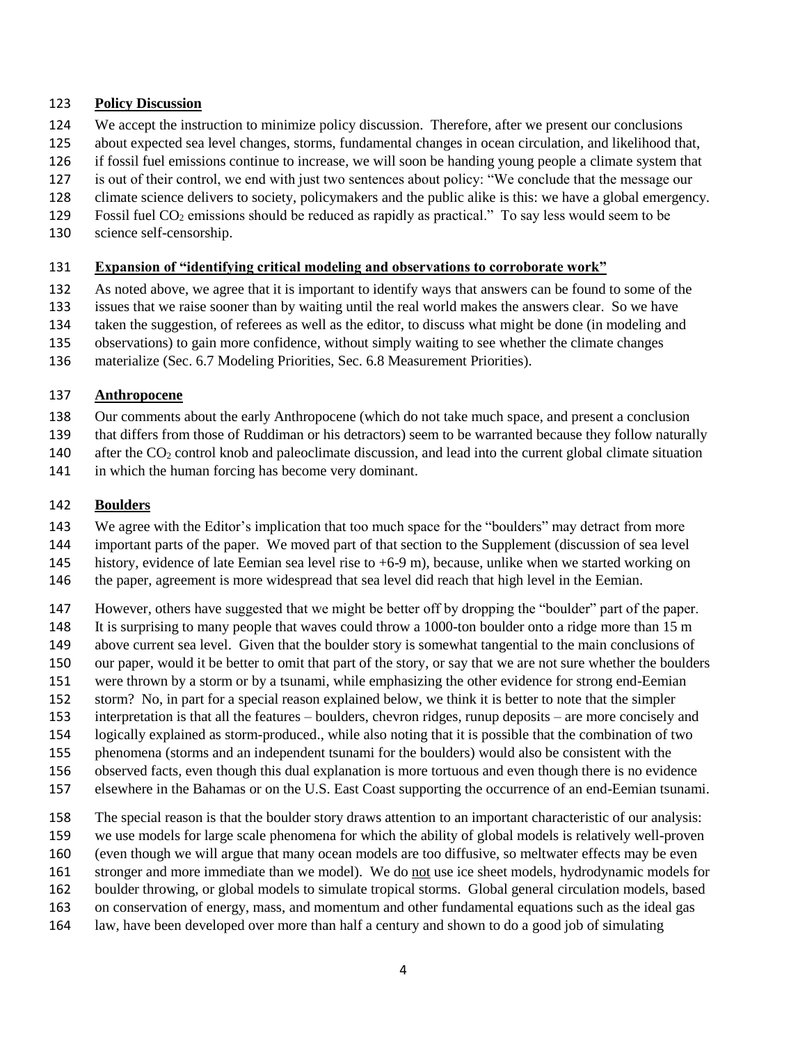**Policy Discussion**

We accept the instruction to minimize policy discussion. Therefore, after we present our conclusions about expected sea level changes, storms, fundamental changes in ocean circulation, and likelihood that, if fossil fuel emissions continue to increase, we will soon be handing young people a climate system that is out of their control, we end with just two sentences about policy: "We conclude that the message our climate science delivers to society, policymakers and the public alike is this: we have a global emergency. Fossil fuel $CO_2$ emissions should be reduced as rapidly as practical." To say less would seem to be science self-censorship.

**Expansion of "identifying critical modeling and observations to corroborate work"**

As noted above, we agree that it is important to identify ways that answers can be found to some of the issues that we raise sooner than by waiting until the real world makes the answers clear. So we have taken the suggestion, of referees as well as the editor, to discuss what might be done (in modeling and observations) to gain more confidence, without simply waiting to see whether the climate changes materialize (Sec. 6.7 Modeling Priorities, Sec. 6.8 Measurement Priorities).

**Anthropocene**

Our comments about the early Anthropocene (which do not take much space, and present a conclusion that differs from those of Ruddiman or his detractors) seem to be warranted because they follow naturally after the $CO_2$ control knob and paleoclimate discussion, and lead into the current global climate situation in which the human forcing has become very dominant.

**Boulders**

We agree with the Editor's implication that too much space for the "boulders" may detract from more important parts of the paper. We moved part of that section to the Supplement (discussion of sea level history, evidence of late Eemian sea level rise to +6-9 m), because, unlike when we started working on the paper, agreement is more widespread that sea level did reach that high level in the Eemian.

However, others have suggested that we might be better off by dropping the "boulder" part of the paper. It is surprising to many people that waves could throw a 1000-ton boulder onto a ridge more than 15 m above current sea level. Given that the boulder story is somewhat tangential to the main conclusions of our paper, would it be better to omit that part of the story, or say that we are not sure whether the boulders were thrown by a storm or by a tsunami, while emphasizing the other evidence for strong end-Eemian storm? No, in part for a special reason explained below, we think it is better to note that the simpler interpretation is that all the features – boulders, chevron ridges, runup deposits – are more concisely and logically explained as storm-produced., while also noting that it is possible that the combination of two phenomena (storms and an independent tsunami for the boulders) would also be consistent with the observed facts, even though this dual explanation is more tortuous and even though there is no evidence elsewhere in the Bahamas or on the U.S. East Coast supporting the occurrence of an end-Eemian tsunami.

The special reason is that the boulder story draws attention to an important characteristic of our analysis: we use models for large scale phenomena for which the ability of global models is relatively well-proven (even though we will argue that many ocean models are too diffusive, so meltwater effects may be even stronger and more immediate than we model). We do <u>not</u> use ice sheet models, hydrodynamic models for boulder throwing, or global models to simulate tropical storms. Global general circulation models, based on conservation of energy, mass, and momentum and other fundamental equations such as the ideal gas law, have been developed over more than half a century and shown to do a good job of simulating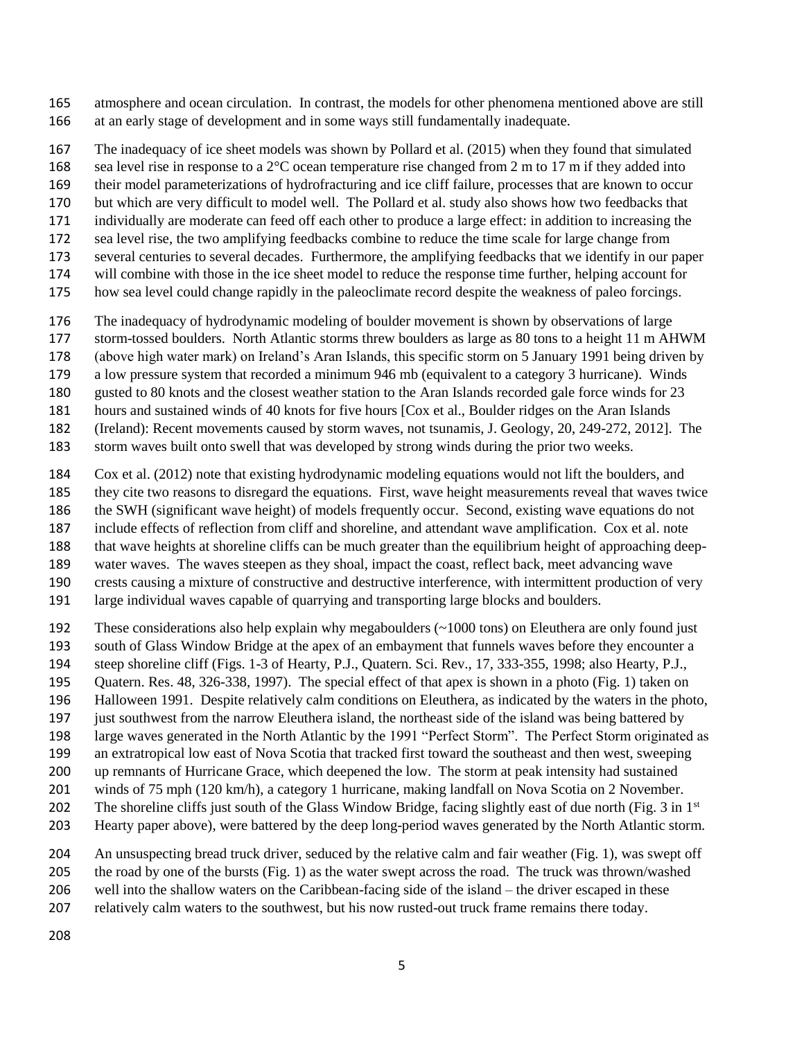atmosphere and ocean circulation. In contrast, the models for other phenomena mentioned above are still at an early stage of development and in some ways still fundamentally inadequate.

The inadequacy of ice sheet models was shown by Pollard et al. (2015) when they found that simulated sea level rise in response to a 2°C ocean temperature rise changed from 2 m to 17 m if they added into their model parameterizations of hydrofracturing and ice cliff failure, processes that are known to occur but which are very difficult to model well. The Pollard et al. study also shows how two feedbacks that individually are moderate can feed off each other to produce a large effect: in addition to increasing the sea level rise, the two amplifying feedbacks combine to reduce the time scale for large change from several centuries to several decades. Furthermore, the amplifying feedbacks that we identify in our paper will combine with those in the ice sheet model to reduce the response time further, helping account for how sea level could change rapidly in the paleoclimate record despite the weakness of paleo forcings.

The inadequacy of hydrodynamic modeling of boulder movement is shown by observations of large storm-tossed boulders. North Atlantic storms threw boulders as large as 80 tons to a height 11 m AHWM (above high water mark) on Ireland's Aran Islands, this specific storm on 5 January 1991 being driven by a low pressure system that recorded a minimum 946 mb (equivalent to a category 3 hurricane). Winds gusted to 80 knots and the closest weather station to the Aran Islands recorded gale force winds for 23 hours and sustained winds of 40 knots for five hours [Cox et al., Boulder ridges on the Aran Islands (Ireland): Recent movements caused by storm waves, not tsunamis, J. Geology, 20, 249-272, 2012]. The storm waves built onto swell that was developed by strong winds during the prior two weeks.

Cox et al. (2012) note that existing hydrodynamic modeling equations would not lift the boulders, and they cite two reasons to disregard the equations. First, wave height measurements reveal that waves twice the SWH (significant wave height) of models frequently occur. Second, existing wave equations do not include effects of reflection from cliff and shoreline, and attendant wave amplification. Cox et al. note that wave heights at shoreline cliffs can be much greater than the equilibrium height of approaching deep-water waves. The waves steepen as they shoal, impact the coast, reflect back, meet advancing wave crests causing a mixture of constructive and destructive interference, with intermittent production of very large individual waves capable of quarrying and transporting large blocks and boulders.

These considerations also help explain why megaboulders (~1000 tons) on Eleuthera are only found just south of Glass Window Bridge at the apex of an embayment that funnels waves before they encounter a steep shoreline cliff (Figs. 1-3 of Hearty, P.J., Quatern. Sci. Rev., 17, 333-355, 1998; also Hearty, P.J., Quatern. Res. 48, 326-338, 1997). The special effect of that apex is shown in a photo (Fig. 1) taken on Halloween 1991. Despite relatively calm conditions on Eleuthera, as indicated by the waters in the photo, just southwest from the narrow Eleuthera island, the northeast side of the island was being battered by large waves generated in the North Atlantic by the 1991 "Perfect Storm". The Perfect Storm originated as an extratropical low east of Nova Scotia that tracked first toward the southeast and then west, sweeping up remnants of Hurricane Grace, which deepened the low. The storm at peak intensity had sustained winds of 75 mph (120 km/h), a category 1 hurricane, making landfall on Nova Scotia on 2 November. The shoreline cliffs just south of the Glass Window Bridge, facing slightly east of due north (Fig. 3 in 1st Hearty paper above), were battered by the deep long-period waves generated by the North Atlantic storm.

An unsuspecting bread truck driver, seduced by the relative calm and fair weather (Fig. 1), was swept off the road by one of the bursts (Fig. 1) as the water swept across the road. The truck was thrown/washed well into the shallow waters on the Caribbean-facing side of the island – the driver escaped in these relatively calm waters to the southwest, but his now rusted-out truck frame remains there today.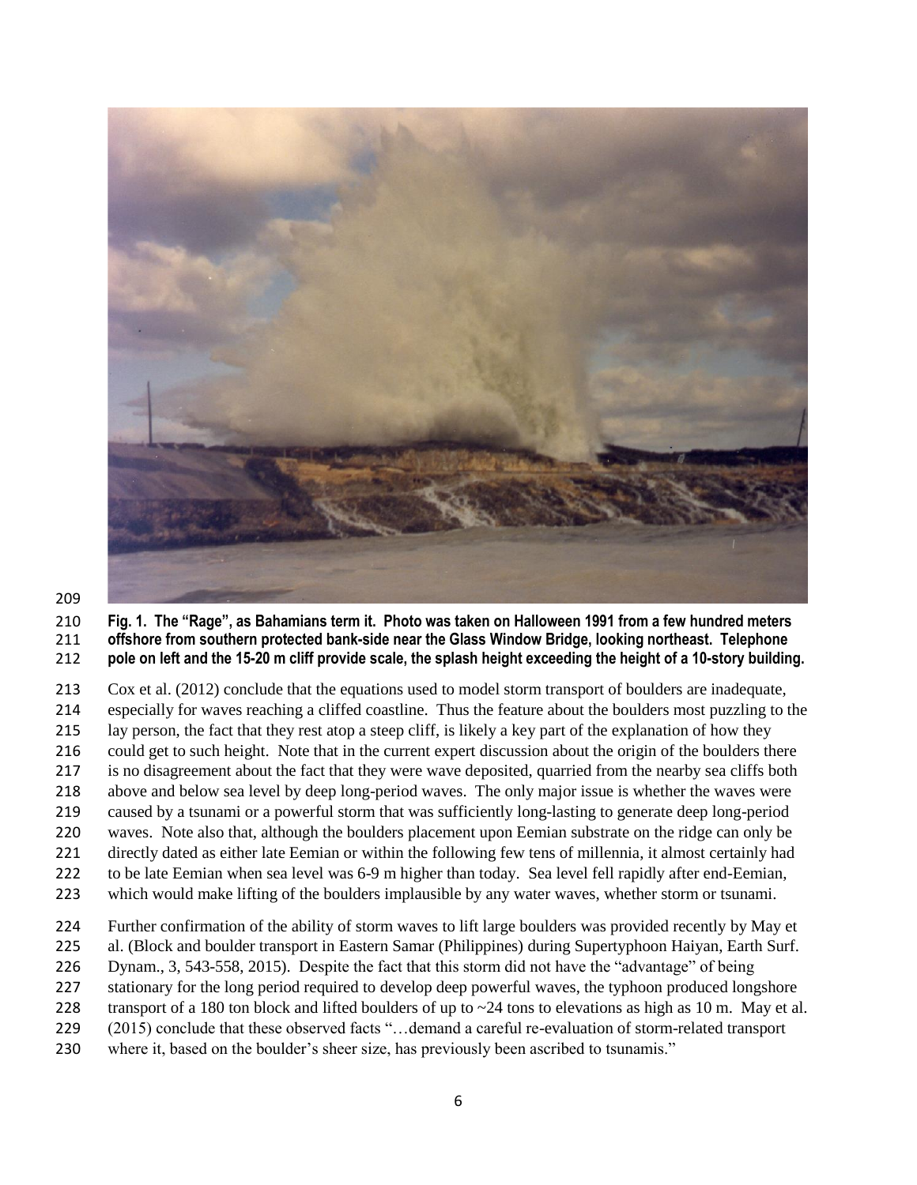**Fig. 1. The "Rage", as Bahamians term it. Photo was taken on Halloween 1991 from a few hundred meters offshore from southern protected bank-side near the Glass Window Bridge, looking northeast. Telephone pole on left and the 15-20 m cliff provide scale, the splash height exceeding the height of a 10-story building.**

Cox et al. (2012) conclude that the equations used to model storm transport of boulders are inadequate, especially for waves reaching a cliffed coastline. Thus the feature about the boulders most puzzling to the lay person, the fact that they rest atop a steep cliff, is likely a key part of the explanation of how they could get to such height. Note that in the current expert discussion about the origin of the boulders there is no disagreement about the fact that they were wave deposited, quarried from the nearby sea cliffs both above and below sea level by deep long-period waves. The only major issue is whether the waves were caused by a tsunami or a powerful storm that was sufficiently long-lasting to generate deep long-period waves. Note also that, although the boulders placement upon Eemian substrate on the ridge can only be directly dated as either late Eemian or within the following few tens of millennia, it almost certainly had to be late Eemian when sea level was 6-9 m higher than today. Sea level fell rapidly after end-Eemian, which would make lifting of the boulders implausible by any water waves, whether storm or tsunami.

Further confirmation of the ability of storm waves to lift large boulders was provided recently by May et al. (Block and boulder transport in Eastern Samar (Philippines) during Supertyphoon Haiyan, Earth Surf. Dynam., 3, 543-558, 2015). Despite the fact that this storm did not have the "advantage" of being stationary for the long period required to develop deep powerful waves, the typhoon produced longshore transport of a 180 ton block and lifted boulders of up to ~24 tons to elevations as high as 10 m. May et al. (2015) conclude that these observed facts "…demand a careful re-evaluation of storm-related transport where it, based on the boulder's sheer size, has previously been ascribed to tsunamis."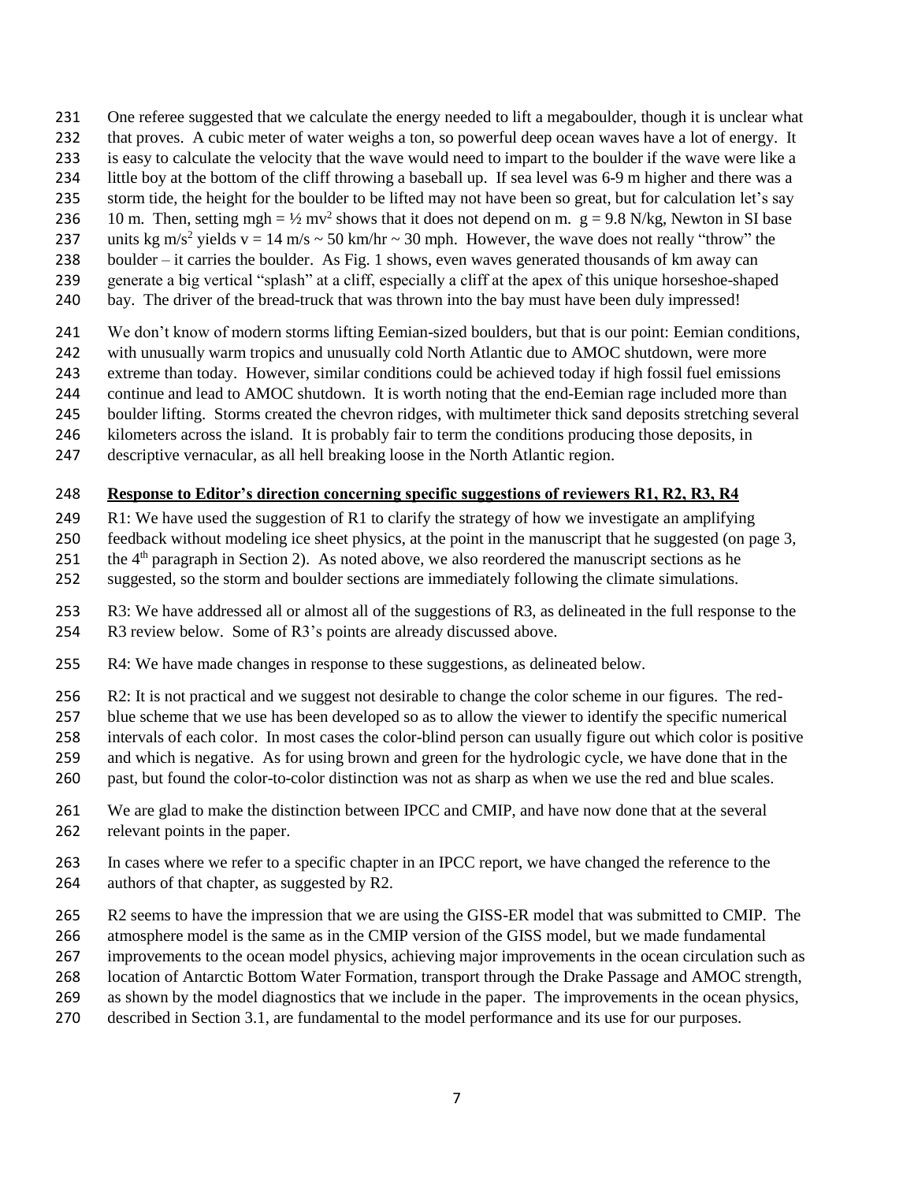One referee suggested that we calculate the energy needed to lift a megaboulder, though it is unclear what that proves. A cubic meter of water weighs a ton, so powerful deep ocean waves have a lot of energy. It is easy to calculate the velocity that the wave would need to impart to the boulder if the wave were like a little boy at the bottom of the cliff throwing a baseball up. If sea level was 6-9 m higher and there was a storm tide, the height for the boulder to be lifted may not have been so great, but for calculation let's say 10 m. Then, setting $mgh = \frac{1}{2} mv^2$ shows that it does not depend on m. $g = 9.8$ N/kg, Newton in SI base units kg m/s$^2$ yields $v = 14$ m/s ~ 50 km/hr ~ 30 mph. However, the wave does not really "throw" the boulder – it carries the boulder. As Fig. 1 shows, even waves generated thousands of km away can generate a big vertical "splash" at a cliff, especially a cliff at the apex of this unique horseshoe-shaped bay. The driver of the bread-truck that was thrown into the bay must have been duly impressed!

We don't know of modern storms lifting Eemian-sized boulders, but that is our point: Eemian conditions, with unusually warm tropics and unusually cold North Atlantic due to AMOC shutdown, were more extreme than today. However, similar conditions could be achieved today if high fossil fuel emissions continue and lead to AMOC shutdown. It is worth noting that the end-Eemian rage included more than boulder lifting. Storms created the chevron ridges, with multimeter thick sand deposits stretching several kilometers across the island. It is probably fair to term the conditions producing those deposits, in descriptive vernacular, as all hell breaking loose in the North Atlantic region.

**Response to Editor's direction concerning specific suggestions of reviewers R1, R2, R3, R4**

R1: We have used the suggestion of R1 to clarify the strategy of how we investigate an amplifying feedback without modeling ice sheet physics, at the point in the manuscript that he suggested (on page 3, the 4th paragraph in Section 2). As noted above, we also reordered the manuscript sections as he suggested, so the storm and boulder sections are immediately following the climate simulations.

R3: We have addressed all or almost all of the suggestions of R3, as delineated in the full response to the R3 review below. Some of R3's points are already discussed above.

R4: We have made changes in response to these suggestions, as delineated below.

R2: It is not practical and we suggest not desirable to change the color scheme in our figures. The red-blue scheme that we use has been developed so as to allow the viewer to identify the specific numerical intervals of each color. In most cases the color-blind person can usually figure out which color is positive and which is negative. As for using brown and green for the hydrologic cycle, we have done that in the past, but found the color-to-color distinction was not as sharp as when we use the red and blue scales.

We are glad to make the distinction between IPCC and CMIP, and have now done that at the several relevant points in the paper.

In cases where we refer to a specific chapter in an IPCC report, we have changed the reference to the authors of that chapter, as suggested by R2.

R2 seems to have the impression that we are using the GISS-ER model that was submitted to CMIP. The atmosphere model is the same as in the CMIP version of the GISS model, but we made fundamental improvements to the ocean model physics, achieving major improvements in the ocean circulation such as location of Antarctic Bottom Water Formation, transport through the Drake Passage and AMOC strength, as shown by the model diagnostics that we include in the paper. The improvements in the ocean physics, described in Section 3.1, are fundamental to the model performance and its use for our purposes.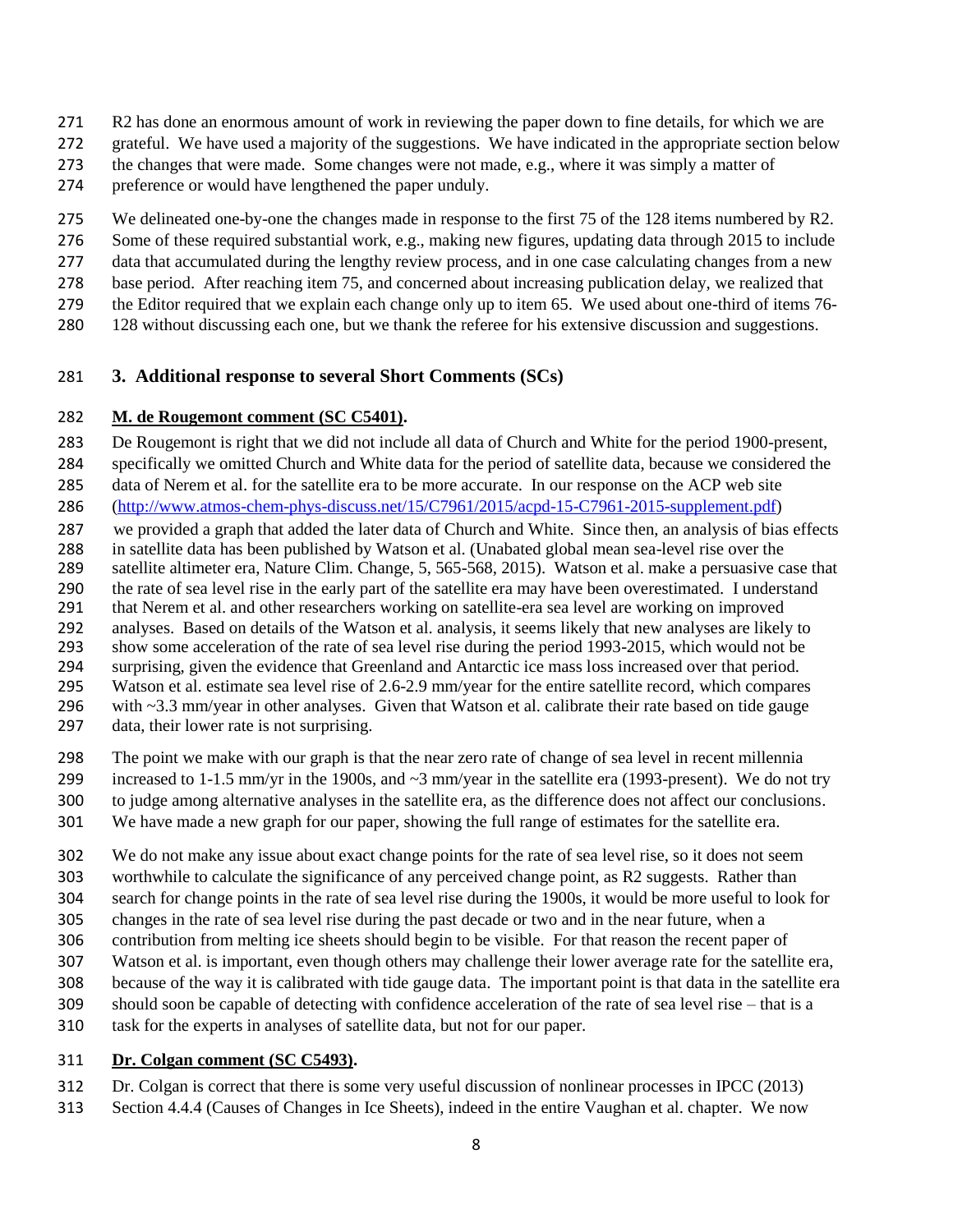R2 has done an enormous amount of work in reviewing the paper down to fine details, for which we are grateful. We have used a majority of the suggestions. We have indicated in the appropriate section below the changes that were made. Some changes were not made, e.g., where it was simply a matter of preference or would have lengthened the paper unduly.

We delineated one-by-one the changes made in response to the first 75 of the 128 items numbered by R2. Some of these required substantial work, e.g., making new figures, updating data through 2015 to include data that accumulated during the lengthy review process, and in one case calculating changes from a new base period. After reaching item 75, and concerned about increasing publication delay, we realized that the Editor required that we explain each change only up to item 65. We used about one-third of items 76-128 without discussing each one, but we thank the referee for his extensive discussion and suggestions.

## 3. Additional response to several Short Comments (SCs)

**M. de Rougemont comment (SC C5401).**

De Rougemont is right that we did not include all data of Church and White for the period 1900-present, specifically we omitted Church and White data for the period of satellite data, because we considered the data of Nerem et al. for the satellite era to be more accurate. In our response on the ACP web site (http://www.atmos-chem-phys-discuss.net/15/C7961/2015/acpd-15-C7961-2015-supplement.pdf) we provided a graph that added the later data of Church and White. Since then, an analysis of bias effects in satellite data has been published by Watson et al. (Unabated global mean sea-level rise over the satellite altimeter era, Nature Clim. Change, 5, 565-568, 2015). Watson et al. make a persuasive case that the rate of sea level rise in the early part of the satellite era may have been overestimated. I understand that Nerem et al. and other researchers working on satellite-era sea level are working on improved analyses. Based on details of the Watson et al. analysis, it seems likely that new analyses are likely to show some acceleration of the rate of sea level rise during the period 1993-2015, which would not be surprising, given the evidence that Greenland and Antarctic ice mass loss increased over that period. Watson et al. estimate sea level rise of 2.6-2.9 mm/year for the entire satellite record, which compares with ~3.3 mm/year in other analyses. Given that Watson et al. calibrate their rate based on tide gauge data, their lower rate is not surprising.

The point we make with our graph is that the near zero rate of change of sea level in recent millennia increased to 1-1.5 mm/yr in the 1900s, and ~3 mm/year in the satellite era (1993-present). We do not try to judge among alternative analyses in the satellite era, as the difference does not affect our conclusions. We have made a new graph for our paper, showing the full range of estimates for the satellite era.

We do not make any issue about exact change points for the rate of sea level rise, so it does not seem worthwhile to calculate the significance of any perceived change point, as R2 suggests. Rather than search for change points in the rate of sea level rise during the 1900s, it would be more useful to look for changes in the rate of sea level rise during the past decade or two and in the near future, when a contribution from melting ice sheets should begin to be visible. For that reason the recent paper of Watson et al. is important, even though others may challenge their lower average rate for the satellite era, because of the way it is calibrated with tide gauge data. The important point is that data in the satellite era should soon be capable of detecting with confidence acceleration of the rate of sea level rise – that is a task for the experts in analyses of satellite data, but not for our paper.

**Dr. Colgan comment (SC C5493).**

Dr. Colgan is correct that there is some very useful discussion of nonlinear processes in IPCC (2013) Section 4.4.4 (Causes of Changes in Ice Sheets), indeed in the entire Vaughan et al. chapter. We now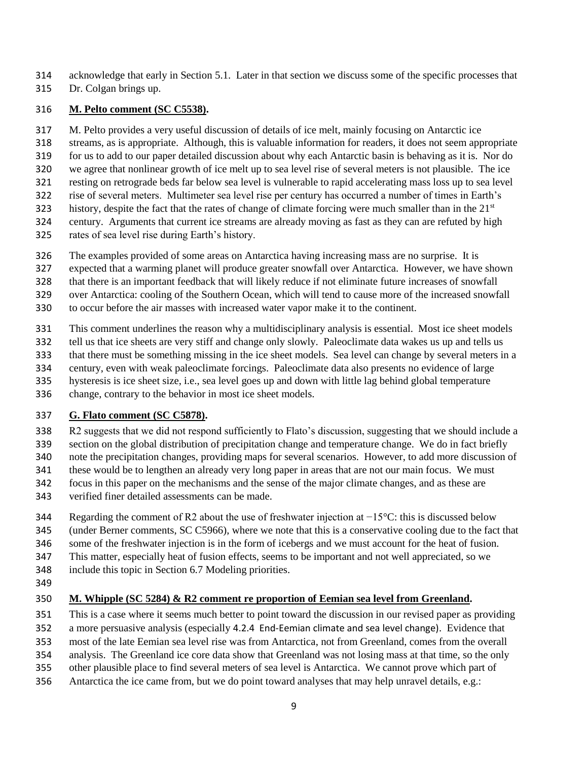acknowledge that early in Section 5.1. Later in that section we discuss some of the specific processes that Dr. Colgan brings up.

**M. Pelto comment (SC C5538).**

M. Pelto provides a very useful discussion of details of ice melt, mainly focusing on Antarctic ice streams, as is appropriate. Although, this is valuable information for readers, it does not seem appropriate for us to add to our paper detailed discussion about why each Antarctic basin is behaving as it is. Nor do we agree that nonlinear growth of ice melt up to sea level rise of several meters is not plausible. The ice resting on retrograde beds far below sea level is vulnerable to rapid accelerating mass loss up to sea level rise of several meters. Multimeter sea level rise per century has occurred a number of times in Earth's history, despite the fact that the rates of change of climate forcing were much smaller than in the 21st century. Arguments that current ice streams are already moving as fast as they can are refuted by high rates of sea level rise during Earth's history.

The examples provided of some areas on Antarctica having increasing mass are no surprise. It is expected that a warming planet will produce greater snowfall over Antarctica. However, we have shown that there is an important feedback that will likely reduce if not eliminate future increases of snowfall over Antarctica: cooling of the Southern Ocean, which will tend to cause more of the increased snowfall to occur before the air masses with increased water vapor make it to the continent.

This comment underlines the reason why a multidisciplinary analysis is essential. Most ice sheet models tell us that ice sheets are very stiff and change only slowly. Paleoclimate data wakes us up and tells us that there must be something missing in the ice sheet models. Sea level can change by several meters in a century, even with weak paleoclimate forcings. Paleoclimate data also presents no evidence of large hysteresis is ice sheet size, i.e., sea level goes up and down with little lag behind global temperature change, contrary to the behavior in most ice sheet models.

**G. Flato comment (SC C5878).**

R2 suggests that we did not respond sufficiently to Flato's discussion, suggesting that we should include a section on the global distribution of precipitation change and temperature change. We do in fact briefly note the precipitation changes, providing maps for several scenarios. However, to add more discussion of these would be to lengthen an already very long paper in areas that are not our main focus. We must focus in this paper on the mechanisms and the sense of the major climate changes, and as these are verified finer detailed assessments can be made.

Regarding the comment of R2 about the use of freshwater injection at −15°C: this is discussed below (under Berner comments, SC C5966), where we note that this is a conservative cooling due to the fact that some of the freshwater injection is in the form of icebergs and we must account for the heat of fusion. This matter, especially heat of fusion effects, seems to be important and not well appreciated, so we include this topic in Section 6.7 Modeling priorities.

**M. Whipple (SC 5284) & R2 comment re proportion of Eemian sea level from Greenland.**

This is a case where it seems much better to point toward the discussion in our revised paper as providing a more persuasive analysis (especially 4.2.4 End-Eemian climate and sea level change). Evidence that most of the late Eemian sea level rise was from Antarctica, not from Greenland, comes from the overall analysis. The Greenland ice core data show that Greenland was not losing mass at that time, so the only other plausible place to find several meters of sea level is Antarctica. We cannot prove which part of Antarctica the ice came from, but we do point toward analyses that may help unravel details, e.g.: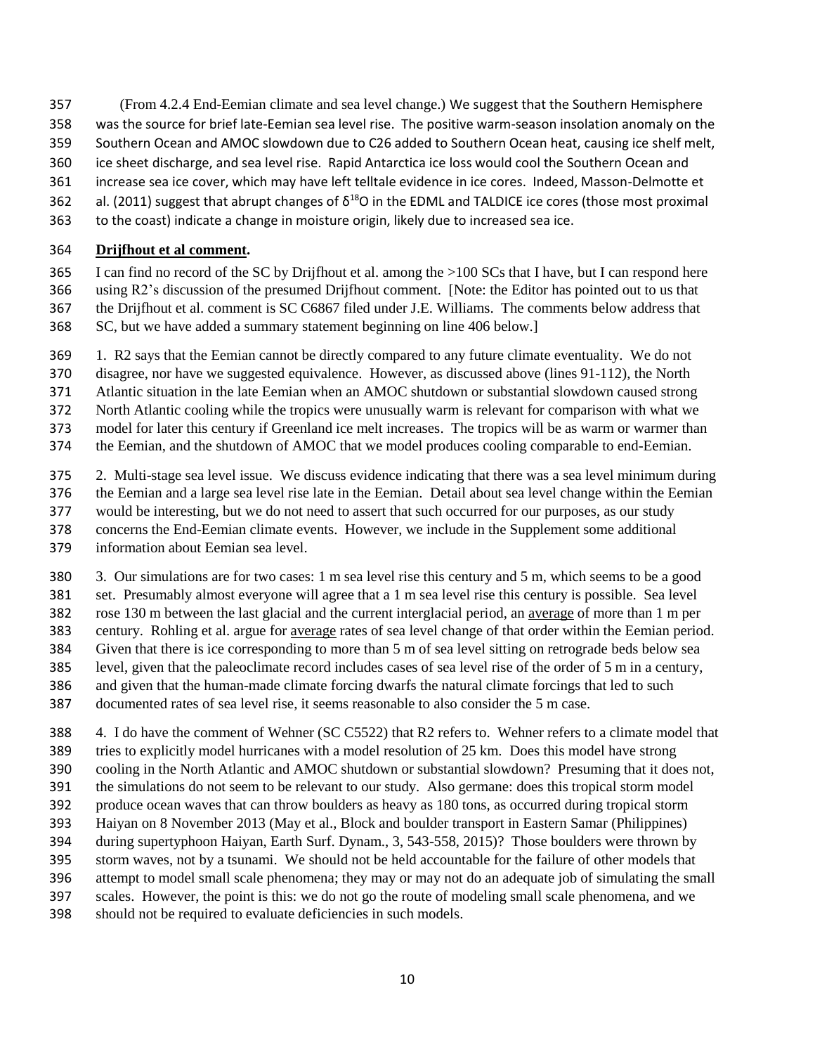(From 4.2.4 End-Eemian climate and sea level change.) We suggest that the Southern Hemisphere was the source for brief late-Eemian sea level rise. The positive warm-season insolation anomaly on the Southern Ocean and AMOC slowdown due to C26 added to Southern Ocean heat, causing ice shelf melt, ice sheet discharge, and sea level rise. Rapid Antarctica ice loss would cool the Southern Ocean and increase sea ice cover, which may have left telltale evidence in ice cores. Indeed, Masson-Delmotte et al. (2011) suggest that abrupt changes of $\delta^{18}O$ in the EDML and TALDICE ice cores (those most proximal to the coast) indicate a change in moisture origin, likely due to increased sea ice.

**Drijfhout et al comment.**

I can find no record of the SC by Drijfhout et al. among the >100 SCs that I have, but I can respond here using R2's discussion of the presumed Drijfhout comment. [Note: the Editor has pointed out to us that the Drijfhout et al. comment is SC C6867 filed under J.E. Williams. The comments below address that SC, but we have added a summary statement beginning on line 406 below.]

1. R2 says that the Eemian cannot be directly compared to any future climate eventuality. We do not disagree, nor have we suggested equivalence. However, as discussed above (lines 91-112), the North Atlantic situation in the late Eemian when an AMOC shutdown or substantial slowdown caused strong North Atlantic cooling while the tropics were unusually warm is relevant for comparison with what we model for later this century if Greenland ice melt increases. The tropics will be as warm or warmer than the Eemian, and the shutdown of AMOC that we model produces cooling comparable to end-Eemian.

2. Multi-stage sea level issue. We discuss evidence indicating that there was a sea level minimum during the Eemian and a large sea level rise late in the Eemian. Detail about sea level change within the Eemian would be interesting, but we do not need to assert that such occurred for our purposes, as our study concerns the End-Eemian climate events. However, we include in the Supplement some additional information about Eemian sea level.

3. Our simulations are for two cases: 1 m sea level rise this century and 5 m, which seems to be a good set. Presumably almost everyone will agree that a 1 m sea level rise this century is possible. Sea level rose 130 m between the last glacial and the current interglacial period, an <u>average</u> of more than 1 m per century. Rohling et al. argue for <u>average</u> rates of sea level change of that order within the Eemian period. Given that there is ice corresponding to more than 5 m of sea level sitting on retrograde beds below sea level, given that the paleoclimate record includes cases of sea level rise of the order of 5 m in a century, and given that the human-made climate forcing dwarfs the natural climate forcings that led to such documented rates of sea level rise, it seems reasonable to also consider the 5 m case.

4. I do have the comment of Wehner (SC C5522) that R2 refers to. Wehner refers to a climate model that tries to explicitly model hurricanes with a model resolution of 25 km. Does this model have strong cooling in the North Atlantic and AMOC shutdown or substantial slowdown? Presuming that it does not, the simulations do not seem to be relevant to our study. Also germane: does this tropical storm model produce ocean waves that can throw boulders as heavy as 180 tons, as occurred during tropical storm Haiyan on 8 November 2013 (May et al., Block and boulder transport in Eastern Samar (Philippines) during supertyphoon Haiyan, Earth Surf. Dynam., 3, 543-558, 2015)? Those boulders were thrown by storm waves, not by a tsunami. We should not be held accountable for the failure of other models that attempt to model small scale phenomena; they may or may not do an adequate job of simulating the small scales. However, the point is this: we do not go the route of modeling small scale phenomena, and we should not be required to evaluate deficiencies in such models.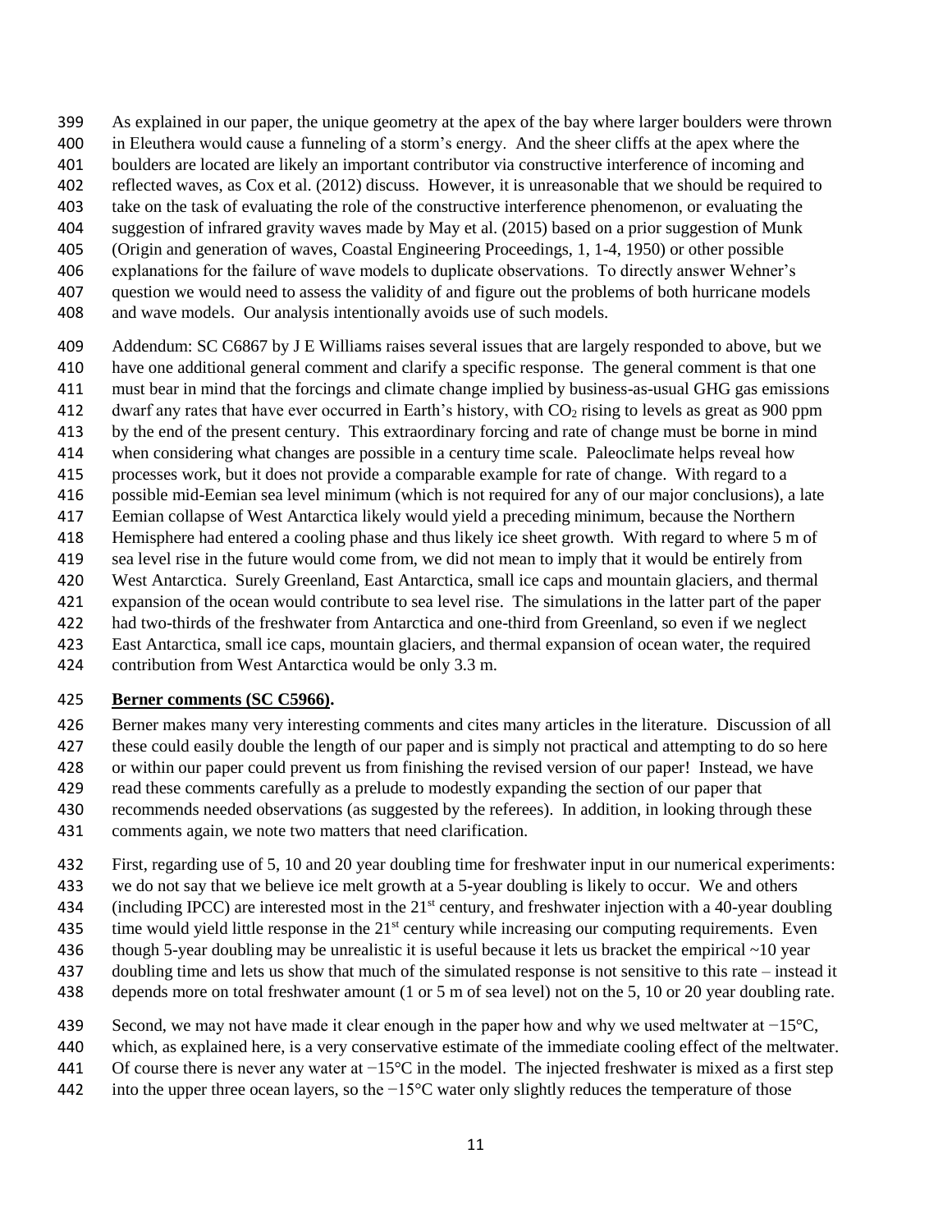As explained in our paper, the unique geometry at the apex of the bay where larger boulders were thrown in Eleuthera would cause a funneling of a storm's energy. And the sheer cliffs at the apex where the boulders are located are likely an important contributor via constructive interference of incoming and reflected waves, as Cox et al. (2012) discuss. However, it is unreasonable that we should be required to take on the task of evaluating the role of the constructive interference phenomenon, or evaluating the suggestion of infrared gravity waves made by May et al. (2015) based on a prior suggestion of Munk (Origin and generation of waves, Coastal Engineering Proceedings, 1, 1-4, 1950) or other possible explanations for the failure of wave models to duplicate observations. To directly answer Wehner's question we would need to assess the validity of and figure out the problems of both hurricane models and wave models. Our analysis intentionally avoids use of such models.

Addendum: SC C6867 by J E Williams raises several issues that are largely responded to above, but we have one additional general comment and clarify a specific response. The general comment is that one must bear in mind that the forcings and climate change implied by business-as-usual GHG gas emissions dwarf any rates that have ever occurred in Earth's history, with $CO_2$ rising to levels as great as 900 ppm by the end of the present century. This extraordinary forcing and rate of change must be borne in mind when considering what changes are possible in a century time scale. Paleoclimate helps reveal how processes work, but it does not provide a comparable example for rate of change. With regard to a possible mid-Eemian sea level minimum (which is not required for any of our major conclusions), a late Eemian collapse of West Antarctica likely would yield a preceding minimum, because the Northern Hemisphere had entered a cooling phase and thus likely ice sheet growth. With regard to where 5 m of sea level rise in the future would come from, we did not mean to imply that it would be entirely from West Antarctica. Surely Greenland, East Antarctica, small ice caps and mountain glaciers, and thermal expansion of the ocean would contribute to sea level rise. The simulations in the latter part of the paper had two-thirds of the freshwater from Antarctica and one-third from Greenland, so even if we neglect East Antarctica, small ice caps, mountain glaciers, and thermal expansion of ocean water, the required contribution from West Antarctica would be only 3.3 m.

**Berner comments (SC C5966).**

Berner makes many very interesting comments and cites many articles in the literature. Discussion of all these could easily double the length of our paper and is simply not practical and attempting to do so here or within our paper could prevent us from finishing the revised version of our paper! Instead, we have read these comments carefully as a prelude to modestly expanding the section of our paper that recommends needed observations (as suggested by the referees). In addition, in looking through these comments again, we note two matters that need clarification.

First, regarding use of 5, 10 and 20 year doubling time for freshwater input in our numerical experiments: we do not say that we believe ice melt growth at a 5-year doubling is likely to occur. We and others (including IPCC) are interested most in the 21st century, and freshwater injection with a 40-year doubling time would yield little response in the 21st century while increasing our computing requirements. Even though 5-year doubling may be unrealistic it is useful because it lets us bracket the empirical ~10 year doubling time and lets us show that much of the simulated response is not sensitive to this rate – instead it depends more on total freshwater amount (1 or 5 m of sea level) not on the 5, 10 or 20 year doubling rate.

Second, we may not have made it clear enough in the paper how and why we used meltwater at −15°C, which, as explained here, is a very conservative estimate of the immediate cooling effect of the meltwater. Of course there is never any water at −15°C in the model. The injected freshwater is mixed as a first step into the upper three ocean layers, so the −15°C water only slightly reduces the temperature of those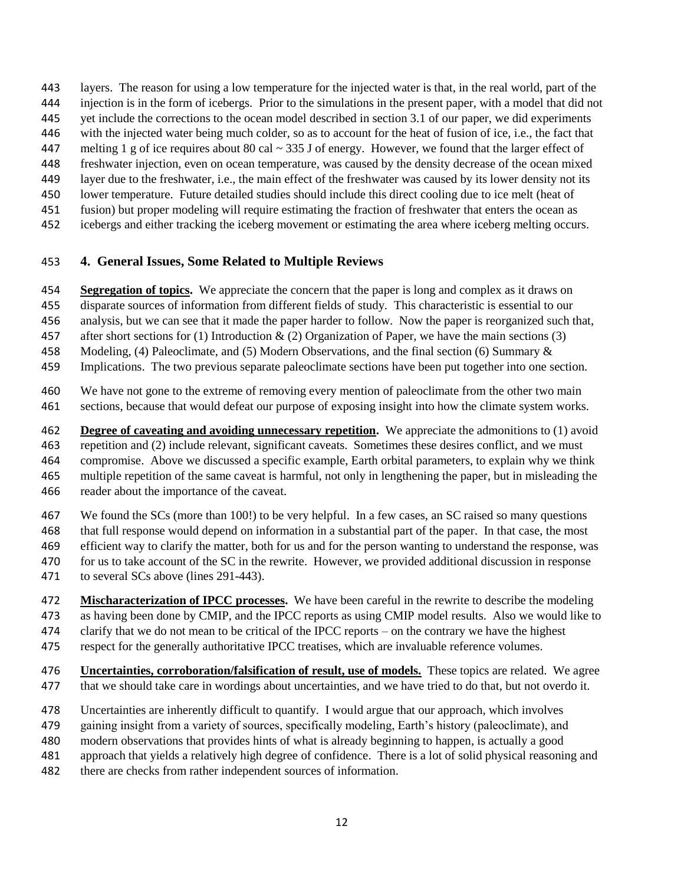layers. The reason for using a low temperature for the injected water is that, in the real world, part of the injection is in the form of icebergs. Prior to the simulations in the present paper, with a model that did not yet include the corrections to the ocean model described in section 3.1 of our paper, we did experiments with the injected water being much colder, so as to account for the heat of fusion of ice, i.e., the fact that melting 1 g of ice requires about 80 cal ~ 335 J of energy. However, we found that the larger effect of freshwater injection, even on ocean temperature, was caused by the density decrease of the ocean mixed layer due to the freshwater, i.e., the main effect of the freshwater was caused by its lower density not its lower temperature. Future detailed studies should include this direct cooling due to ice melt (heat of fusion) but proper modeling will require estimating the fraction of freshwater that enters the ocean as icebergs and either tracking the iceberg movement or estimating the area where iceberg melting occurs.

## 4. General Issues, Some Related to Multiple Reviews

**Segregation of topics.** We appreciate the concern that the paper is long and complex as it draws on disparate sources of information from different fields of study. This characteristic is essential to our analysis, but we can see that it made the paper harder to follow. Now the paper is reorganized such that, after short sections for (1) Introduction & (2) Organization of Paper, we have the main sections (3) Modeling, (4) Paleoclimate, and (5) Modern Observations, and the final section (6) Summary & Implications. The two previous separate paleoclimate sections have been put together into one section.

We have not gone to the extreme of removing every mention of paleoclimate from the other two main sections, because that would defeat our purpose of exposing insight into how the climate system works.

**Degree of caveating and avoiding unnecessary repetition.** We appreciate the admonitions to (1) avoid repetition and (2) include relevant, significant caveats. Sometimes these desires conflict, and we must compromise. Above we discussed a specific example, Earth orbital parameters, to explain why we think multiple repetition of the same caveat is harmful, not only in lengthening the paper, but in misleading the reader about the importance of the caveat.

We found the SCs (more than 100!) to be very helpful. In a few cases, an SC raised so many questions that full response would depend on information in a substantial part of the paper. In that case, the most efficient way to clarify the matter, both for us and for the person wanting to understand the response, was for us to take account of the SC in the rewrite. However, we provided additional discussion in response to several SCs above (lines 291-443).

**Mischaracterization of IPCC processes.** We have been careful in the rewrite to describe the modeling as having been done by CMIP, and the IPCC reports as using CMIP model results. Also we would like to clarify that we do not mean to be critical of the IPCC reports – on the contrary we have the highest respect for the generally authoritative IPCC treatises, which are invaluable reference volumes.

**Uncertainties, corroboration/falsification of result, use of models.** These topics are related. We agree that we should take care in wordings about uncertainties, and we have tried to do that, but not overdo it.

Uncertainties are inherently difficult to quantify. I would argue that our approach, which involves gaining insight from a variety of sources, specifically modeling, Earth's history (paleoclimate), and modern observations that provides hints of what is already beginning to happen, is actually a good approach that yields a relatively high degree of confidence. There is a lot of solid physical reasoning and there are checks from rather independent sources of information.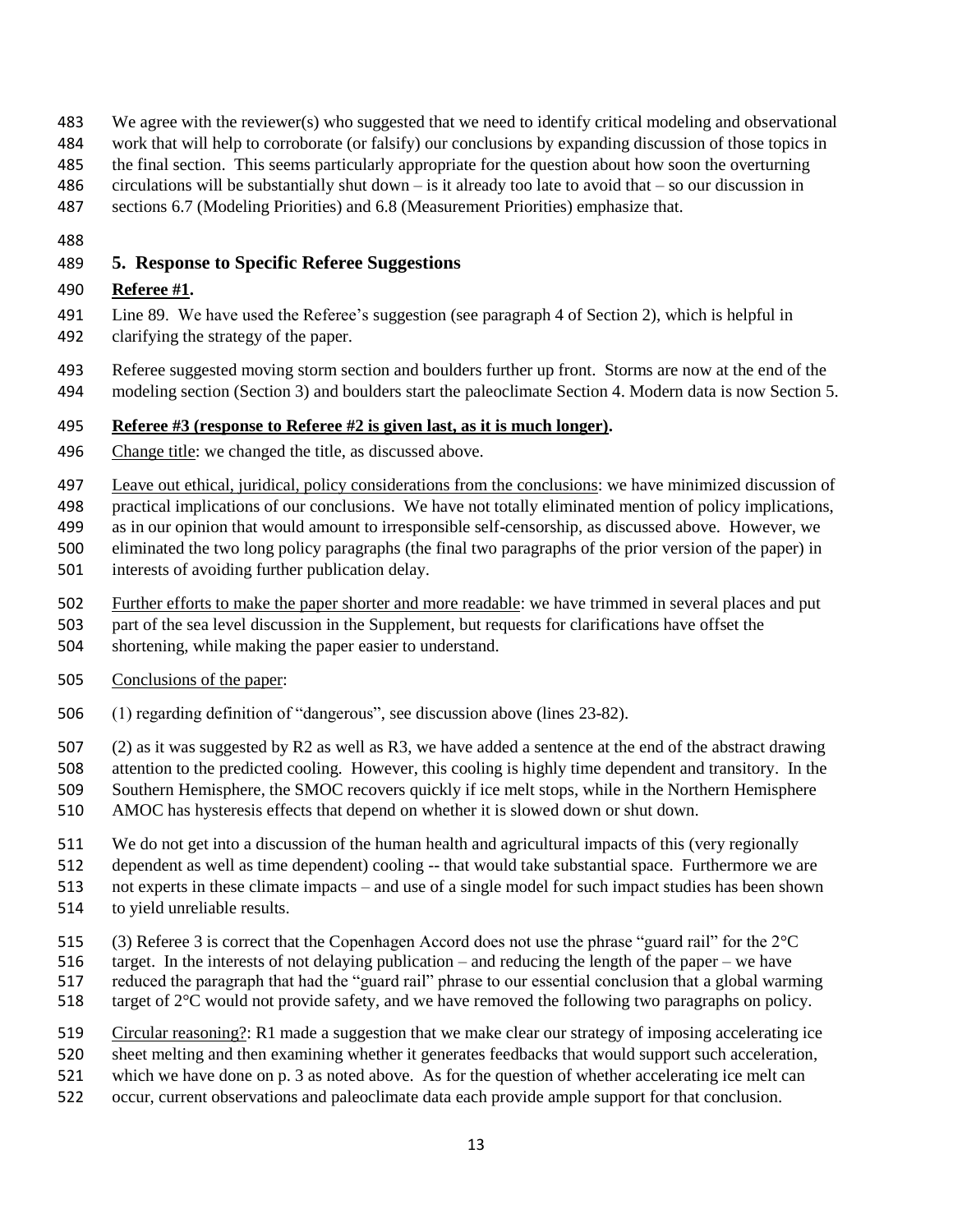We agree with the reviewer(s) who suggested that we need to identify critical modeling and observational work that will help to corroborate (or falsify) our conclusions by expanding discussion of those topics in the final section. This seems particularly appropriate for the question about how soon the overturning circulations will be substantially shut down – is it already too late to avoid that – so our discussion in sections 6.7 (Modeling Priorities) and 6.8 (Measurement Priorities) emphasize that.

## 5. Response to Specific Referee Suggestions

**Referee #1.**

Line 89. We have used the Referee's suggestion (see paragraph 4 of Section 2), which is helpful in clarifying the strategy of the paper.

Referee suggested moving storm section and boulders further up front. Storms are now at the end of the modeling section (Section 3) and boulders start the paleoclimate Section 4. Modern data is now Section 5.

**Referee #3 (response to Referee #2 is given last, as it is much longer).**

Change title: we changed the title, as discussed above.

Leave out ethical, juridical, policy considerations from the conclusions: we have minimized discussion of practical implications of our conclusions. We have not totally eliminated mention of policy implications, as in our opinion that would amount to irresponsible self-censorship, as discussed above. However, we eliminated the two long policy paragraphs (the final two paragraphs of the prior version of the paper) in interests of avoiding further publication delay.

Further efforts to make the paper shorter and more readable: we have trimmed in several places and put part of the sea level discussion in the Supplement, but requests for clarifications have offset the shortening, while making the paper easier to understand.

Conclusions of the paper:

(1) regarding definition of "dangerous", see discussion above (lines 23-82).

(2) as it was suggested by R2 as well as R3, we have added a sentence at the end of the abstract drawing attention to the predicted cooling. However, this cooling is highly time dependent and transitory. In the Southern Hemisphere, the SMOC recovers quickly if ice melt stops, while in the Northern Hemisphere AMOC has hysteresis effects that depend on whether it is slowed down or shut down.

We do not get into a discussion of the human health and agricultural impacts of this (very regionally dependent as well as time dependent) cooling -- that would take substantial space. Furthermore we are not experts in these climate impacts – and use of a single model for such impact studies has been shown to yield unreliable results.

(3) Referee 3 is correct that the Copenhagen Accord does not use the phrase "guard rail" for the 2°C target. In the interests of not delaying publication – and reducing the length of the paper – we have reduced the paragraph that had the "guard rail" phrase to our essential conclusion that a global warming target of 2°C would not provide safety, and we have removed the following two paragraphs on policy.

Circular reasoning?: R1 made a suggestion that we make clear our strategy of imposing accelerating ice sheet melting and then examining whether it generates feedbacks that would support such acceleration, which we have done on p. 3 as noted above. As for the question of whether accelerating ice melt can occur, current observations and paleoclimate data each provide ample support for that conclusion.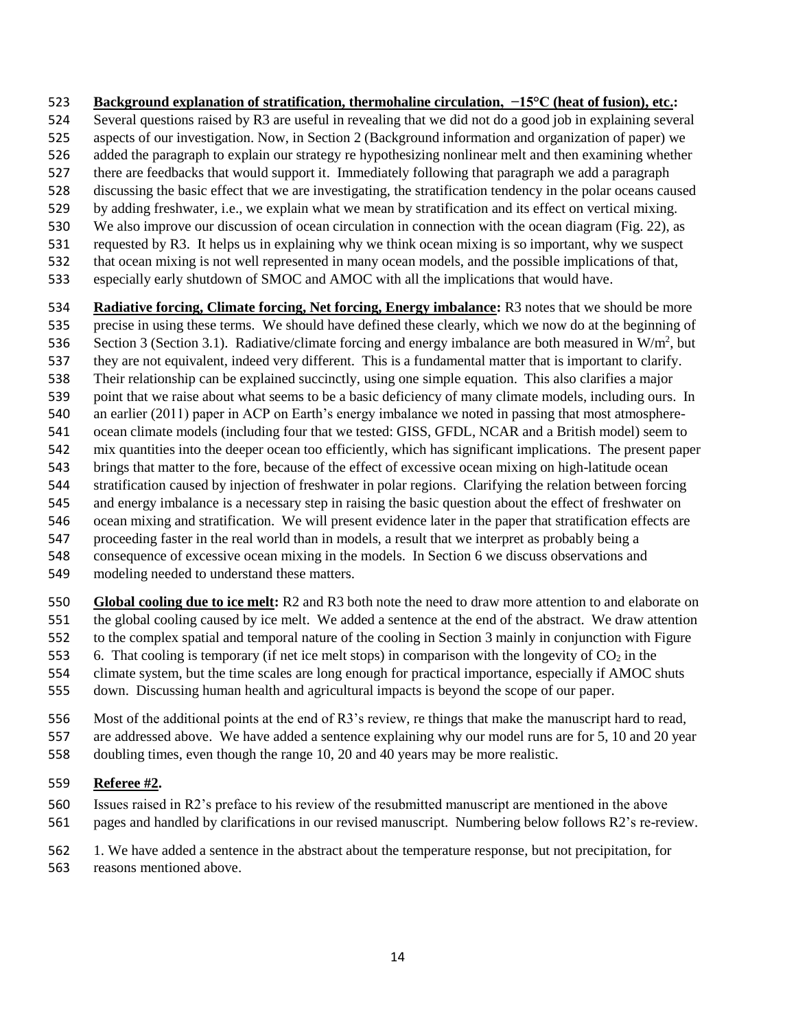**Background explanation of stratification, thermohaline circulation, −15°C (heat of fusion), etc.:** Several questions raised by R3 are useful in revealing that we did not do a good job in explaining several aspects of our investigation. Now, in Section 2 (Background information and organization of paper) we added the paragraph to explain our strategy re hypothesizing nonlinear melt and then examining whether there are feedbacks that would support it. Immediately following that paragraph we add a paragraph discussing the basic effect that we are investigating, the stratification tendency in the polar oceans caused by adding freshwater, i.e., we explain what we mean by stratification and its effect on vertical mixing. We also improve our discussion of ocean circulation in connection with the ocean diagram (Fig. 22), as requested by R3. It helps us in explaining why we think ocean mixing is so important, why we suspect that ocean mixing is not well represented in many ocean models, and the possible implications of that, especially early shutdown of SMOC and AMOC with all the implications that would have.

**Radiative forcing, Climate forcing, Net forcing, Energy imbalance:** R3 notes that we should be more precise in using these terms. We should have defined these clearly, which we now do at the beginning of Section 3 (Section 3.1). Radiative/climate forcing and energy imbalance are both measured in $W/m^2$, but they are not equivalent, indeed very different. This is a fundamental matter that is important to clarify. Their relationship can be explained succinctly, using one simple equation. This also clarifies a major point that we raise about what seems to be a basic deficiency of many climate models, including ours. In an earlier (2011) paper in ACP on Earth's energy imbalance we noted in passing that most atmosphere-ocean climate models (including four that we tested: GISS, GFDL, NCAR and a British model) seem to mix quantities into the deeper ocean too efficiently, which has significant implications. The present paper brings that matter to the fore, because of the effect of excessive ocean mixing on high-latitude ocean stratification caused by injection of freshwater in polar regions. Clarifying the relation between forcing and energy imbalance is a necessary step in raising the basic question about the effect of freshwater on ocean mixing and stratification. We will present evidence later in the paper that stratification effects are proceeding faster in the real world than in models, a result that we interpret as probably being a consequence of excessive ocean mixing in the models. In Section 6 we discuss observations and modeling needed to understand these matters.

**Global cooling due to ice melt:** R2 and R3 both note the need to draw more attention to and elaborate on the global cooling caused by ice melt. We added a sentence at the end of the abstract. We draw attention to the complex spatial and temporal nature of the cooling in Section 3 mainly in conjunction with Figure 6. That cooling is temporary (if net ice melt stops) in comparison with the longevity of $CO_2$ in the climate system, but the time scales are long enough for practical importance, especially if AMOC shuts down. Discussing human health and agricultural impacts is beyond the scope of our paper.

Most of the additional points at the end of R3's review, re things that make the manuscript hard to read, are addressed above. We have added a sentence explaining why our model runs are for 5, 10 and 20 year doubling times, even though the range 10, 20 and 40 years may be more realistic.

**Referee #2.**

Issues raised in R2's preface to his review of the resubmitted manuscript are mentioned in the above pages and handled by clarifications in our revised manuscript. Numbering below follows R2's re-review.

1. We have added a sentence in the abstract about the temperature response, but not precipitation, for reasons mentioned above.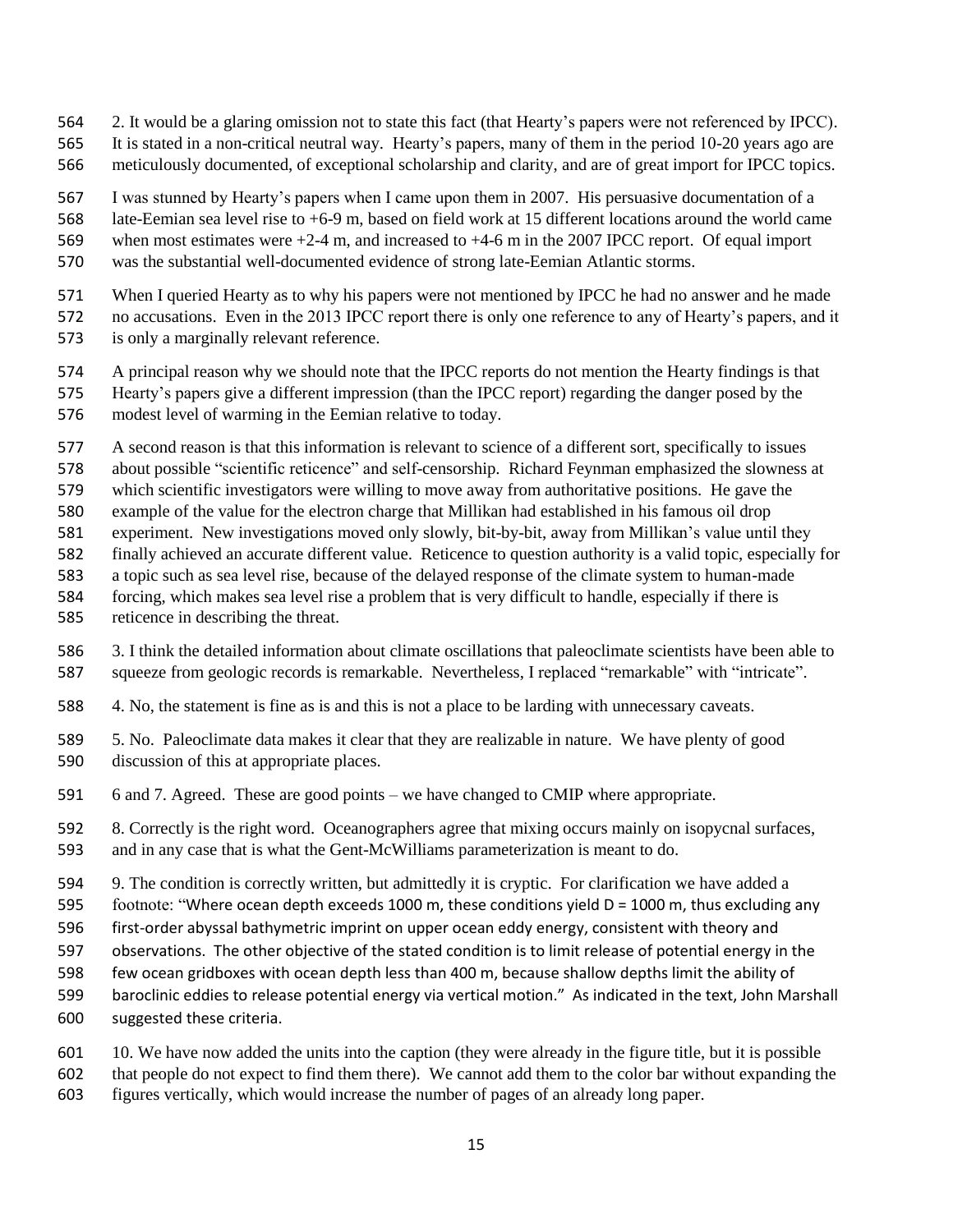2. It would be a glaring omission not to state this fact (that Hearty's papers were not referenced by IPCC). It is stated in a non-critical neutral way. Hearty's papers, many of them in the period 10-20 years ago are meticulously documented, of exceptional scholarship and clarity, and are of great import for IPCC topics.

I was stunned by Hearty's papers when I came upon them in 2007. His persuasive documentation of a late-Eemian sea level rise to +6-9 m, based on field work at 15 different locations around the world came when most estimates were +2-4 m, and increased to +4-6 m in the 2007 IPCC report. Of equal import was the substantial well-documented evidence of strong late-Eemian Atlantic storms.

When I queried Hearty as to why his papers were not mentioned by IPCC he had no answer and he made no accusations. Even in the 2013 IPCC report there is only one reference to any of Hearty's papers, and it is only a marginally relevant reference.

A principal reason why we should note that the IPCC reports do not mention the Hearty findings is that Hearty's papers give a different impression (than the IPCC report) regarding the danger posed by the modest level of warming in the Eemian relative to today.

A second reason is that this information is relevant to science of a different sort, specifically to issues about possible "scientific reticence" and self-censorship. Richard Feynman emphasized the slowness at which scientific investigators were willing to move away from authoritative positions. He gave the example of the value for the electron charge that Millikan had established in his famous oil drop experiment. New investigations moved only slowly, bit-by-bit, away from Millikan's value until they finally achieved an accurate different value. Reticence to question authority is a valid topic, especially for a topic such as sea level rise, because of the delayed response of the climate system to human-made forcing, which makes sea level rise a problem that is very difficult to handle, especially if there is reticence in describing the threat.

3. I think the detailed information about climate oscillations that paleoclimate scientists have been able to squeeze from geologic records is remarkable. Nevertheless, I replaced "remarkable" with "intricate".

4. No, the statement is fine as is and this is not a place to be larding with unnecessary caveats.

5. No. Paleoclimate data makes it clear that they are realizable in nature. We have plenty of good discussion of this at appropriate places.

6 and 7. Agreed. These are good points – we have changed to CMIP where appropriate.

8. Correctly is the right word. Oceanographers agree that mixing occurs mainly on isopycnal surfaces, and in any case that is what the Gent-McWilliams parameterization is meant to do.

9. The condition is correctly written, but admittedly it is cryptic. For clarification we have added a footnote: "Where ocean depth exceeds 1000 m, these conditions yield D = 1000 m, thus excluding any first-order abyssal bathymetric imprint on upper ocean eddy energy, consistent with theory and observations. The other objective of the stated condition is to limit release of potential energy in the few ocean gridboxes with ocean depth less than 400 m, because shallow depths limit the ability of baroclinic eddies to release potential energy via vertical motion." As indicated in the text, John Marshall suggested these criteria.

10. We have now added the units into the caption (they were already in the figure title, but it is possible that people do not expect to find them there). We cannot add them to the color bar without expanding the figures vertically, which would increase the number of pages of an already long paper.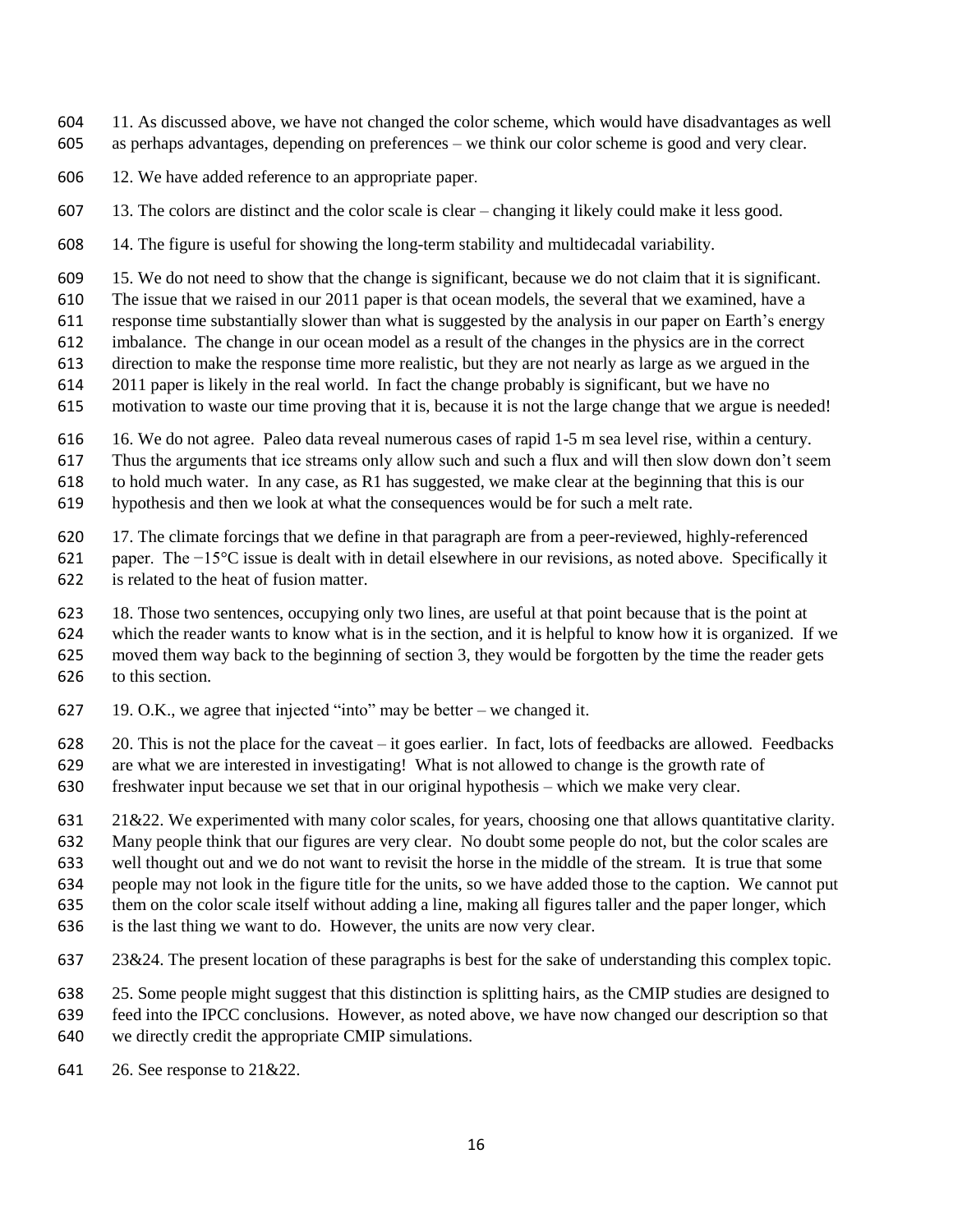11. As discussed above, we have not changed the color scheme, which would have disadvantages as well as perhaps advantages, depending on preferences – we think our color scheme is good and very clear.

12. We have added reference to an appropriate paper.

13. The colors are distinct and the color scale is clear – changing it likely could make it less good.

14. The figure is useful for showing the long-term stability and multidecadal variability.

15. We do not need to show that the change is significant, because we do not claim that it is significant. The issue that we raised in our 2011 paper is that ocean models, the several that we examined, have a response time substantially slower than what is suggested by the analysis in our paper on Earth's energy imbalance. The change in our ocean model as a result of the changes in the physics are in the correct direction to make the response time more realistic, but they are not nearly as large as we argued in the 2011 paper is likely in the real world. In fact the change probably is significant, but we have no motivation to waste our time proving that it is, because it is not the large change that we argue is needed!

16. We do not agree. Paleo data reveal numerous cases of rapid 1-5 m sea level rise, within a century. Thus the arguments that ice streams only allow such and such a flux and will then slow down don't seem to hold much water. In any case, as R1 has suggested, we make clear at the beginning that this is our hypothesis and then we look at what the consequences would be for such a melt rate.

17. The climate forcings that we define in that paragraph are from a peer-reviewed, highly-referenced paper. The −15°C issue is dealt with in detail elsewhere in our revisions, as noted above. Specifically it is related to the heat of fusion matter.

18. Those two sentences, occupying only two lines, are useful at that point because that is the point at which the reader wants to know what is in the section, and it is helpful to know how it is organized. If we moved them way back to the beginning of section 3, they would be forgotten by the time the reader gets to this section.

19. O.K., we agree that injected "into" may be better – we changed it.

20. This is not the place for the caveat – it goes earlier. In fact, lots of feedbacks are allowed. Feedbacks are what we are interested in investigating! What is not allowed to change is the growth rate of freshwater input because we set that in our original hypothesis – which we make very clear.

21&22. We experimented with many color scales, for years, choosing one that allows quantitative clarity. Many people think that our figures are very clear. No doubt some people do not, but the color scales are well thought out and we do not want to revisit the horse in the middle of the stream. It is true that some people may not look in the figure title for the units, so we have added those to the caption. We cannot put them on the color scale itself without adding a line, making all figures taller and the paper longer, which is the last thing we want to do. However, the units are now very clear.

23&24. The present location of these paragraphs is best for the sake of understanding this complex topic.

25. Some people might suggest that this distinction is splitting hairs, as the CMIP studies are designed to feed into the IPCC conclusions. However, as noted above, we have now changed our description so that we directly credit the appropriate CMIP simulations.

26. See response to 21&22.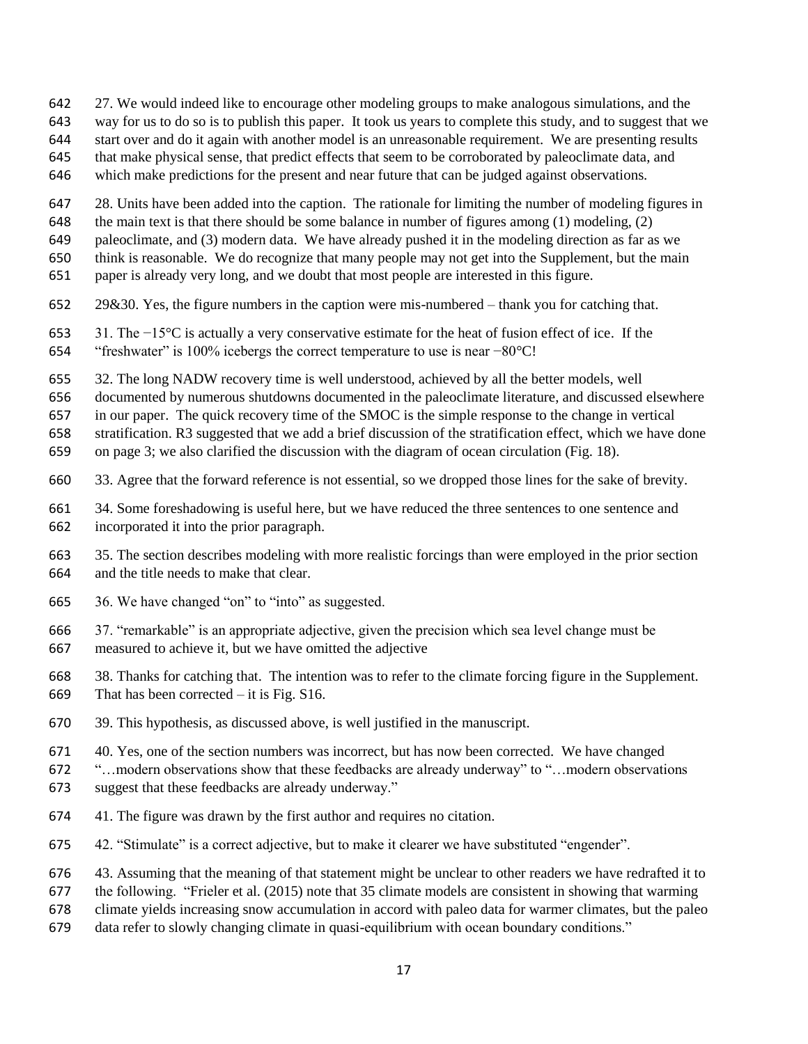27. We would indeed like to encourage other modeling groups to make analogous simulations, and the way for us to do so is to publish this paper. It took us years to complete this study, and to suggest that we start over and do it again with another model is an unreasonable requirement. We are presenting results that make physical sense, that predict effects that seem to be corroborated by paleoclimate data, and which make predictions for the present and near future that can be judged against observations.

28. Units have been added into the caption. The rationale for limiting the number of modeling figures in the main text is that there should be some balance in number of figures among (1) modeling, (2) paleoclimate, and (3) modern data. We have already pushed it in the modeling direction as far as we think is reasonable. We do recognize that many people may not get into the Supplement, but the main paper is already very long, and we doubt that most people are interested in this figure.

29&30. Yes, the figure numbers in the caption were mis-numbered – thank you for catching that.

31. The −15°C is actually a very conservative estimate for the heat of fusion effect of ice. If the "freshwater" is 100% icebergs the correct temperature to use is near −80°C!

32. The long NADW recovery time is well understood, achieved by all the better models, well documented by numerous shutdowns documented in the paleoclimate literature, and discussed elsewhere in our paper. The quick recovery time of the SMOC is the simple response to the change in vertical stratification. R3 suggested that we add a brief discussion of the stratification effect, which we have done on page 3; we also clarified the discussion with the diagram of ocean circulation (Fig. 18).

33. Agree that the forward reference is not essential, so we dropped those lines for the sake of brevity.

34. Some foreshadowing is useful here, but we have reduced the three sentences to one sentence and incorporated it into the prior paragraph.

35. The section describes modeling with more realistic forcings than were employed in the prior section and the title needs to make that clear.

36. We have changed "on" to "into" as suggested.

37. "remarkable" is an appropriate adjective, given the precision which sea level change must be measured to achieve it, but we have omitted the adjective

38. Thanks for catching that. The intention was to refer to the climate forcing figure in the Supplement. That has been corrected – it is Fig. S16.

39. This hypothesis, as discussed above, is well justified in the manuscript.

40. Yes, one of the section numbers was incorrect, but has now been corrected. We have changed "…modern observations show that these feedbacks are already underway" to "…modern observations suggest that these feedbacks are already underway."

41. The figure was drawn by the first author and requires no citation.

42. "Stimulate" is a correct adjective, but to make it clearer we have substituted "engender".

43. Assuming that the meaning of that statement might be unclear to other readers we have redrafted it to the following. "Frieler et al. (2015) note that 35 climate models are consistent in showing that warming climate yields increasing snow accumulation in accord with paleo data for warmer climates, but the paleo data refer to slowly changing climate in quasi-equilibrium with ocean boundary conditions."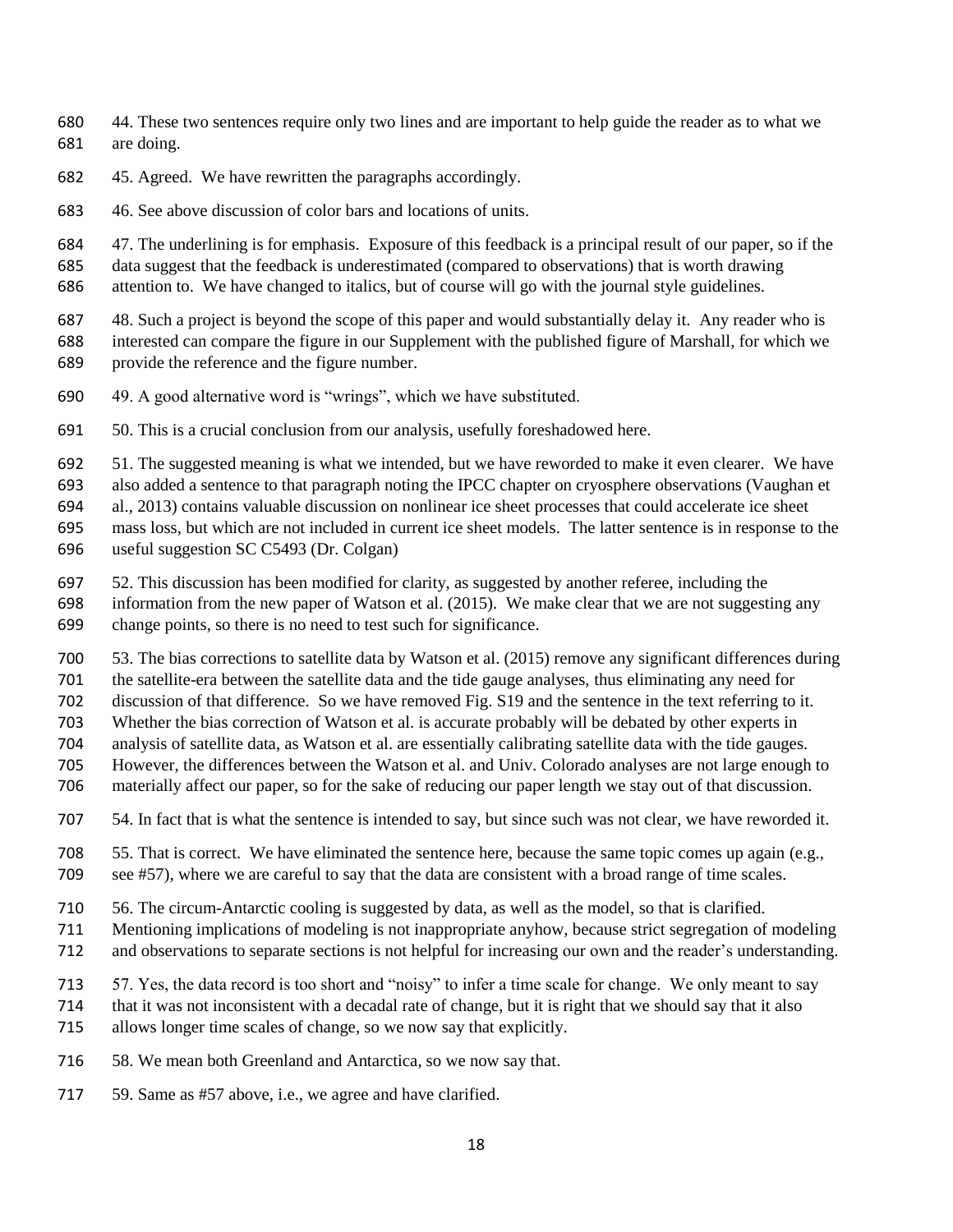44. These two sentences require only two lines and are important to help guide the reader as to what we are doing.

45. Agreed. We have rewritten the paragraphs accordingly.

46. See above discussion of color bars and locations of units.

47. The underlining is for emphasis. Exposure of this feedback is a principal result of our paper, so if the data suggest that the feedback is underestimated (compared to observations) that is worth drawing attention to. We have changed to italics, but of course will go with the journal style guidelines.

48. Such a project is beyond the scope of this paper and would substantially delay it. Any reader who is interested can compare the figure in our Supplement with the published figure of Marshall, for which we provide the reference and the figure number.

49. A good alternative word is "wrings", which we have substituted.

50. This is a crucial conclusion from our analysis, usefully foreshadowed here.

51. The suggested meaning is what we intended, but we have reworded to make it even clearer. We have also added a sentence to that paragraph noting the IPCC chapter on cryosphere observations (Vaughan et al., 2013) contains valuable discussion on nonlinear ice sheet processes that could accelerate ice sheet mass loss, but which are not included in current ice sheet models. The latter sentence is in response to the useful suggestion SC C5493 (Dr. Colgan)

52. This discussion has been modified for clarity, as suggested by another referee, including the information from the new paper of Watson et al. (2015). We make clear that we are not suggesting any change points, so there is no need to test such for significance.

53. The bias corrections to satellite data by Watson et al. (2015) remove any significant differences during the satellite-era between the satellite data and the tide gauge analyses, thus eliminating any need for discussion of that difference. So we have removed Fig. S19 and the sentence in the text referring to it. Whether the bias correction of Watson et al. is accurate probably will be debated by other experts in analysis of satellite data, as Watson et al. are essentially calibrating satellite data with the tide gauges. However, the differences between the Watson et al. and Univ. Colorado analyses are not large enough to materially affect our paper, so for the sake of reducing our paper length we stay out of that discussion.

54. In fact that is what the sentence is intended to say, but since such was not clear, we have reworded it.

55. That is correct. We have eliminated the sentence here, because the same topic comes up again (e.g., see #57), where we are careful to say that the data are consistent with a broad range of time scales.

56. The circum-Antarctic cooling is suggested by data, as well as the model, so that is clarified. Mentioning implications of modeling is not inappropriate anyhow, because strict segregation of modeling and observations to separate sections is not helpful for increasing our own and the reader's understanding.

57. Yes, the data record is too short and "noisy" to infer a time scale for change. We only meant to say that it was not inconsistent with a decadal rate of change, but it is right that we should say that it also allows longer time scales of change, so we now say that explicitly.

58. We mean both Greenland and Antarctica, so we now say that.

59. Same as #57 above, i.e., we agree and have clarified.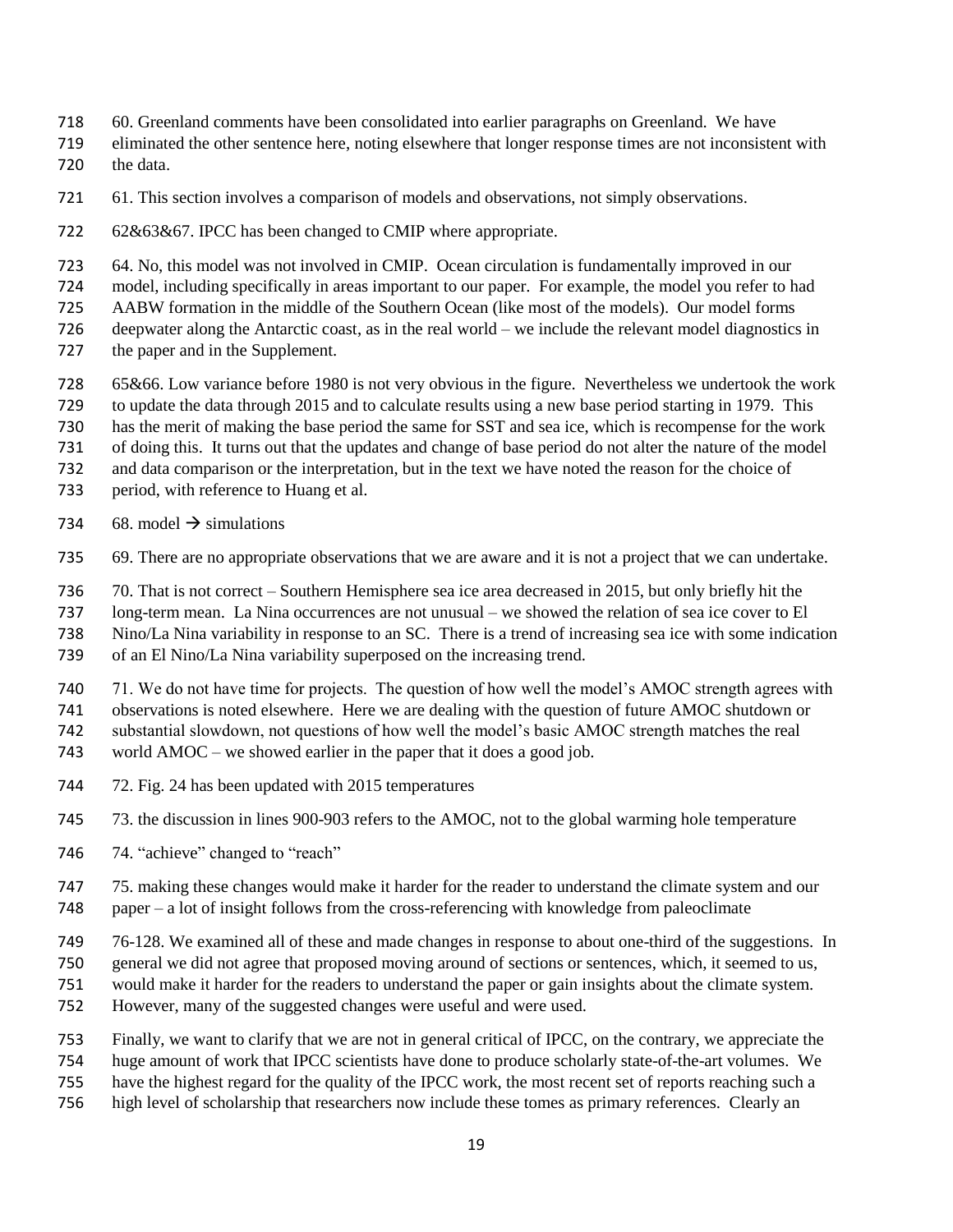60. Greenland comments have been consolidated into earlier paragraphs on Greenland. We have eliminated the other sentence here, noting elsewhere that longer response times are not inconsistent with the data.

61. This section involves a comparison of models and observations, not simply observations.

62&63&67. IPCC has been changed to CMIP where appropriate.

64. No, this model was not involved in CMIP. Ocean circulation is fundamentally improved in our model, including specifically in areas important to our paper. For example, the model you refer to had AABW formation in the middle of the Southern Ocean (like most of the models). Our model forms deepwater along the Antarctic coast, as in the real world – we include the relevant model diagnostics in the paper and in the Supplement.

65&66. Low variance before 1980 is not very obvious in the figure. Nevertheless we undertook the work to update the data through 2015 and to calculate results using a new base period starting in 1979. This has the merit of making the base period the same for SST and sea ice, which is recompense for the work of doing this. It turns out that the updates and change of base period do not alter the nature of the model and data comparison or the interpretation, but in the text we have noted the reason for the choice of period, with reference to Huang et al.

68. model → simulations

69. There are no appropriate observations that we are aware and it is not a project that we can undertake.

70. That is not correct – Southern Hemisphere sea ice area decreased in 2015, but only briefly hit the long-term mean. La Nina occurrences are not unusual – we showed the relation of sea ice cover to El Nino/La Nina variability in response to an SC. There is a trend of increasing sea ice with some indication of an El Nino/La Nina variability superposed on the increasing trend.

71. We do not have time for projects. The question of how well the model's AMOC strength agrees with observations is noted elsewhere. Here we are dealing with the question of future AMOC shutdown or substantial slowdown, not questions of how well the model's basic AMOC strength matches the real world AMOC – we showed earlier in the paper that it does a good job.

72. Fig. 24 has been updated with 2015 temperatures

73. the discussion in lines 900-903 refers to the AMOC, not to the global warming hole temperature

74. "achieve" changed to "reach"

75. making these changes would make it harder for the reader to understand the climate system and our paper – a lot of insight follows from the cross-referencing with knowledge from paleoclimate

76-128. We examined all of these and made changes in response to about one-third of the suggestions. In general we did not agree that proposed moving around of sections or sentences, which, it seemed to us, would make it harder for the readers to understand the paper or gain insights about the climate system. However, many of the suggested changes were useful and were used.

Finally, we want to clarify that we are not in general critical of IPCC, on the contrary, we appreciate the huge amount of work that IPCC scientists have done to produce scholarly state-of-the-art volumes. We have the highest regard for the quality of the IPCC work, the most recent set of reports reaching such a high level of scholarship that researchers now include these tomes as primary references. Clearly an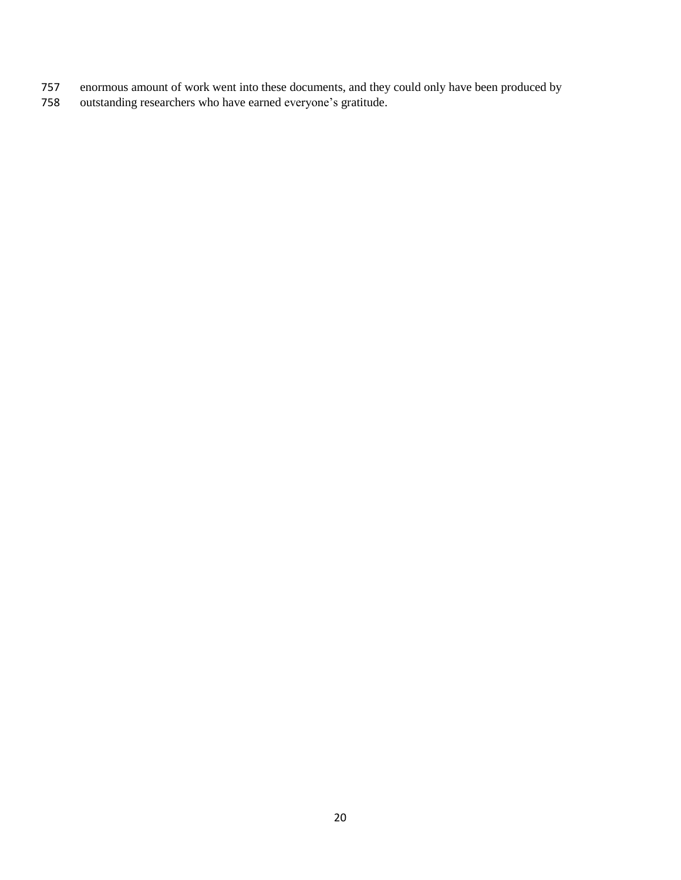enormous amount of work went into these documents, and they could only have been produced by outstanding researchers who have earned everyone's gratitude.